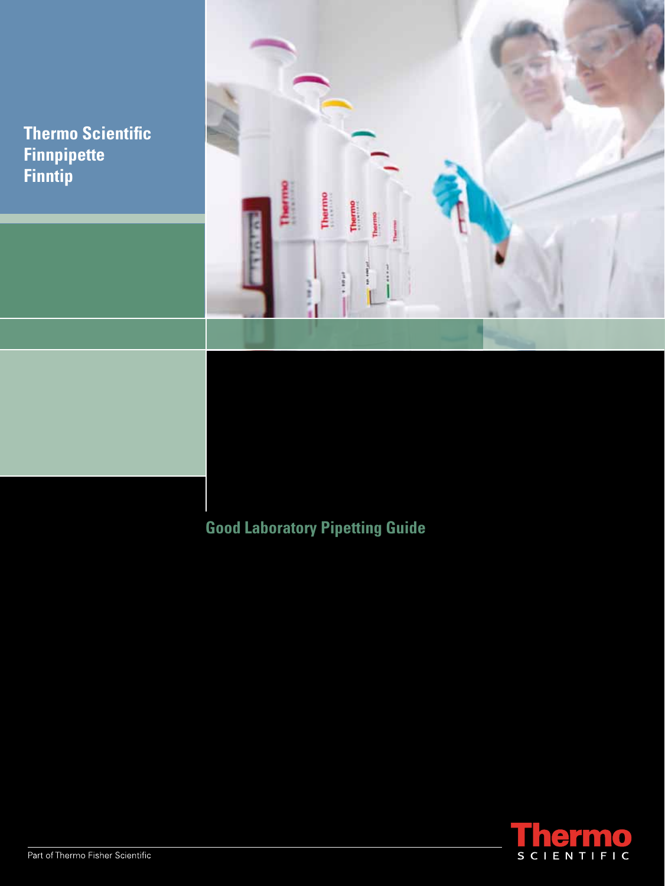Thermo Scientific
Finnpipette
Finntip

# Good Laboratory Pipetting Guide

Part of Thermo Fisher Scientific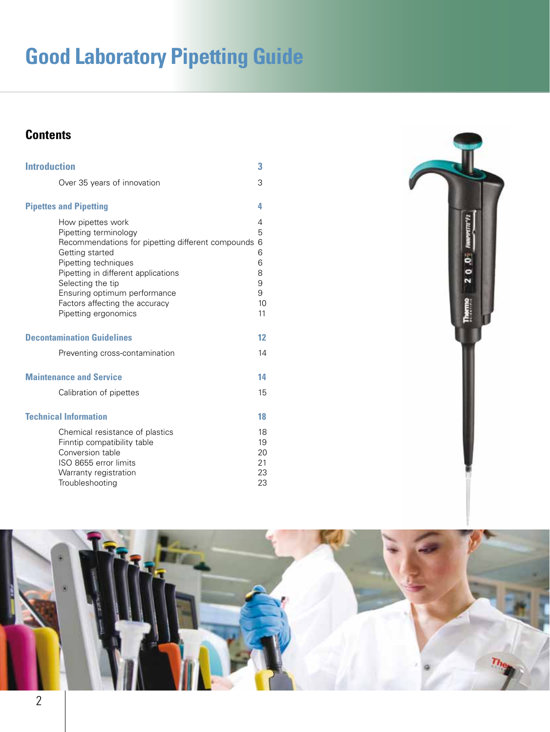# Good Laboratory Pipetting Guide

## Contents

| | |
|---|---|
| **Introduction** | **3** |
| Over 35 years of innovation | 3 |
| **Pipettes and Pipetting** | **4** |
| How pipettes work | 4 |
| Pipetting terminology | 5 |
| Recommendations for pipetting different compounds | 6 |
| Getting started | 6 |
| Pipetting techniques | 6 |
| Pipetting in different applications | 8 |
| Selecting the tip | 9 |
| Ensuring optimum performance | 9 |
| Factors affecting the accuracy | 10 |
| Pipetting ergonomics | 11 |
| **Decontamination Guidelines** | **12** |
| Preventing cross-contamination | 14 |
| **Maintenance and Service** | **14** |
| Calibration of pipettes | 15 |
| **Technical Information** | **18** |
| Chemical resistance of plastics | 18 |
| Finntip compatibility table | 19 |
| Conversion table | 20 |
| ISO 8655 error limits | 21 |
| Warranty registration | 23 |
| Troubleshooting | 23 |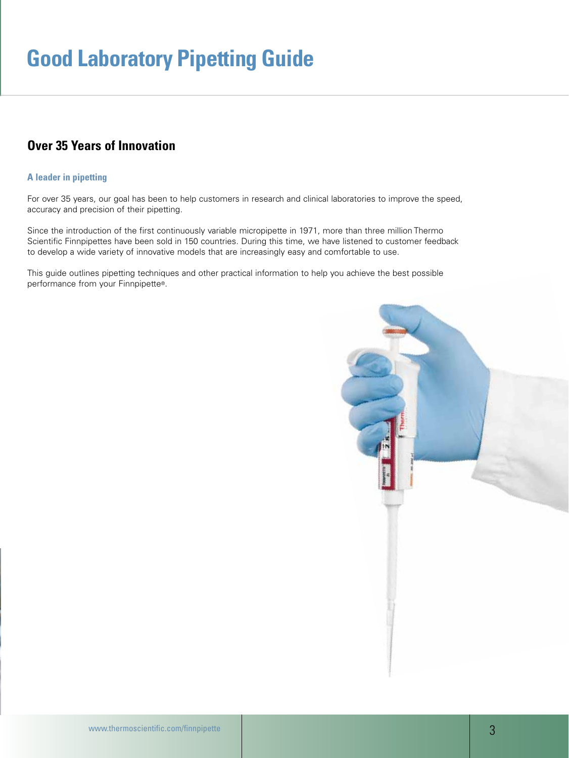# Good Laboratory Pipetting Guide

## Over 35 Years of Innovation

### A leader in pipetting

For over 35 years, our goal has been to help customers in research and clinical laboratories to improve the speed, accuracy and precision of their pipetting.

Since the introduction of the first continuously variable micropipette in 1971, more than three million Thermo Scientific Finnpipettes have been sold in 150 countries. During this time, we have listened to customer feedback to develop a wide variety of innovative models that are increasingly easy and comfortable to use.

This guide outlines pipetting techniques and other practical information to help you achieve the best possible performance from your Finnpipette®.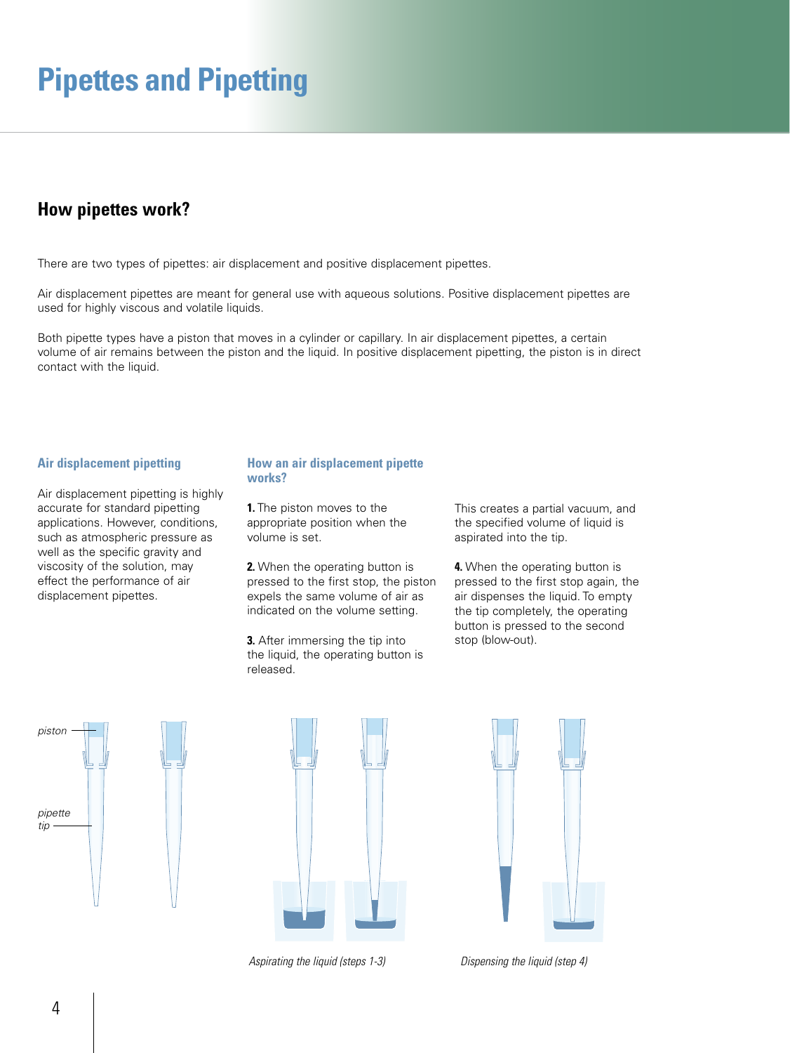# Pipettes and Pipetting

## How pipettes work?

There are two types of pipettes: air displacement and positive displacement pipettes.

Air displacement pipettes are meant for general use with aqueous solutions. Positive displacement pipettes are used for highly viscous and volatile liquids.

Both pipette types have a piston that moves in a cylinder or capillary. In air displacement pipettes, a certain volume of air remains between the piston and the liquid. In positive displacement pipetting, the piston is in direct contact with the liquid.

### Air displacement pipetting

Air displacement pipetting is highly accurate for standard pipetting applications. However, conditions, such as atmospheric pressure as well as the specific gravity and viscosity of the solution, may effect the performance of air displacement pipettes.

### How an air displacement pipette works?

**1.** The piston moves to the appropriate position when the volume is set.

**2.** When the operating button is pressed to the first stop, the piston expels the same volume of air as indicated on the volume setting.

**3.** After immersing the tip into the liquid, the operating button is released. This creates a partial vacuum, and the specified volume of liquid is aspirated into the tip.

**4.** When the operating button is pressed to the first stop again, the air dispenses the liquid. To empty the tip completely, the operating button is pressed to the second stop (blow-out).

*piston*

*pipette tip*

*Aspirating the liquid (steps 1-3)*

*Dispensing the liquid (step 4)*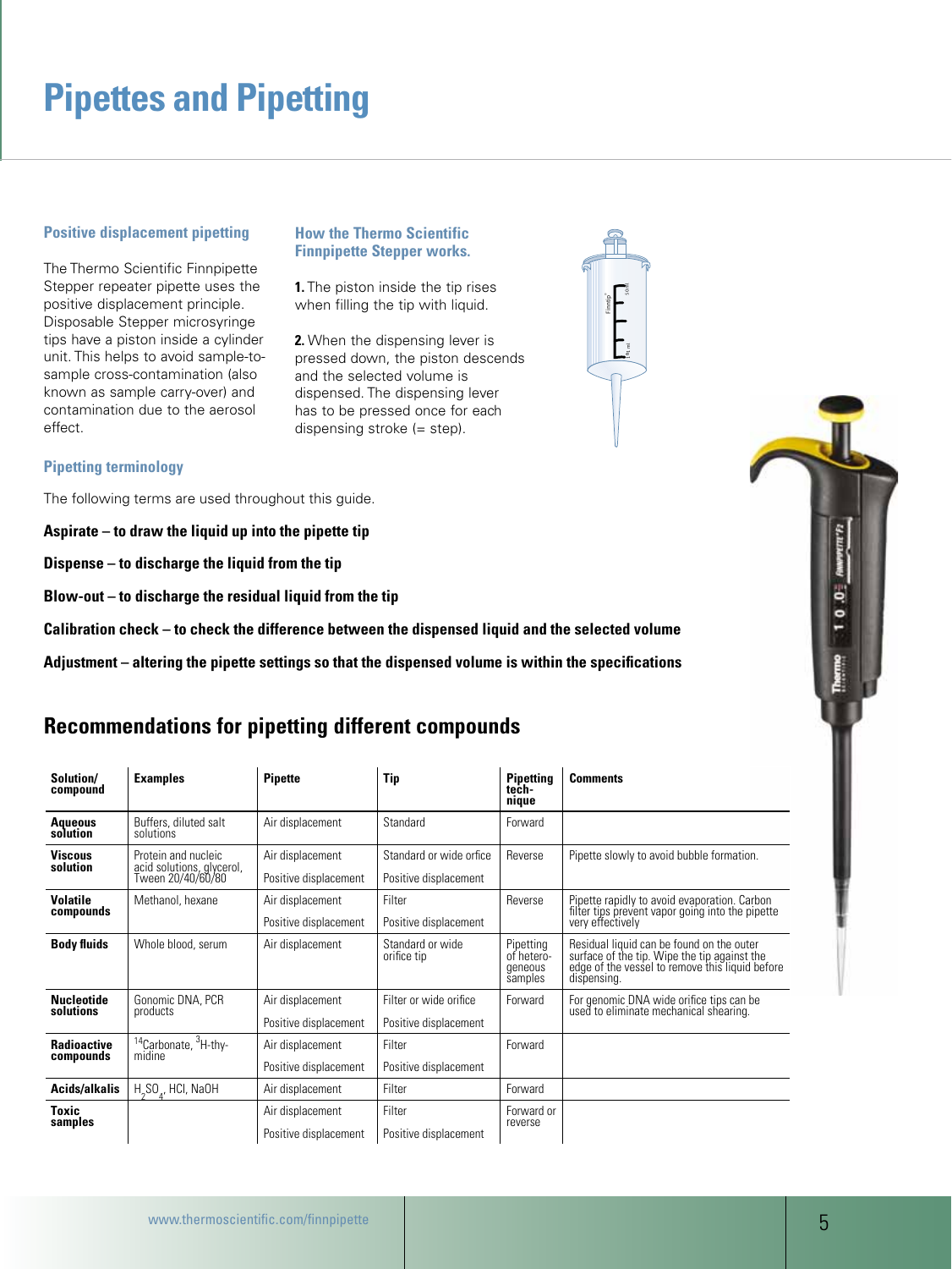# Pipettes and Pipetting

### Positive displacement pipetting

The Thermo Scientific Finnpipette Stepper repeater pipette uses the positive displacement principle. Disposable Stepper microsyringe tips have a piston inside a cylinder unit. This helps to avoid sample-to-sample cross-contamination (also known as sample carry-over) and contamination due to the aerosol effect.

### How the Thermo Scientific Finnpipette Stepper works.

**1.** The piston inside the tip rises when filling the tip with liquid.

**2.** When the dispensing lever is pressed down, the piston descends and the selected volume is dispensed. The dispensing lever has to be pressed once for each dispensing stroke (= step).

### Pipetting terminology

The following terms are used throughout this guide.

**Aspirate – to draw the liquid up into the pipette tip**

**Dispense – to discharge the liquid from the tip**

**Blow-out – to discharge the residual liquid from the tip**

**Calibration check – to check the difference between the dispensed liquid and the selected volume**

**Adjustment – altering the pipette settings so that the dispensed volume is within the specifications**

## Recommendations for pipetting different compounds

| Solution/ compound | Examples | Pipette | Tip | Pipetting technique | Comments |
|---|---|---|---|---|---|
| **Aqueous solution** | Buffers, diluted salt solutions | Air displacement | Standard | Forward | |
| **Viscous solution** | Protein and nucleic acid solutions, glycerol, Tween 20/40/60/80 | Air displacement | Standard or wide orfice | Reverse | Pipette slowly to avoid bubble formation. |
| | | Positive displacement | Positive displacement | | |
| **Volatile compounds** | Methanol, hexane | Air displacement | Filter | Reverse | Pipette rapidly to avoid evaporation. Carbon filter tips prevent vapor going into the pipette very effectively |
| | | Positive displacement | Positive displacement | | |
| **Body fluids** | Whole blood, serum | Air displacement | Standard or wide orifice tip | Pipetting of heterogeneous samples | Residual liquid can be found on the outer surface of the tip. Wipe the tip against the edge of the vessel to remove this liquid before dispensing. |
| **Nucleotide solutions** | Gonomic DNA, PCR products | Air displacement | Filter or wide orifice | Forward | For genomic DNA wide orifice tips can be used to eliminate mechanical shearing. |
| | | Positive displacement | Positive displacement | | |
| **Radioactive compounds** | $^{14}$Carbonate, $^{3}$H-thymidine | Air displacement | Filter | Forward | |
| | | Positive displacement | Positive displacement | | |
| **Acids/alkalis** | $H_2SO_4$, HCl, NaOH | Air displacement | Filter | Forward | |
| **Toxic samples** | | Air displacement | Filter | Forward or reverse | |
| | | Positive displacement | Positive displacement | | |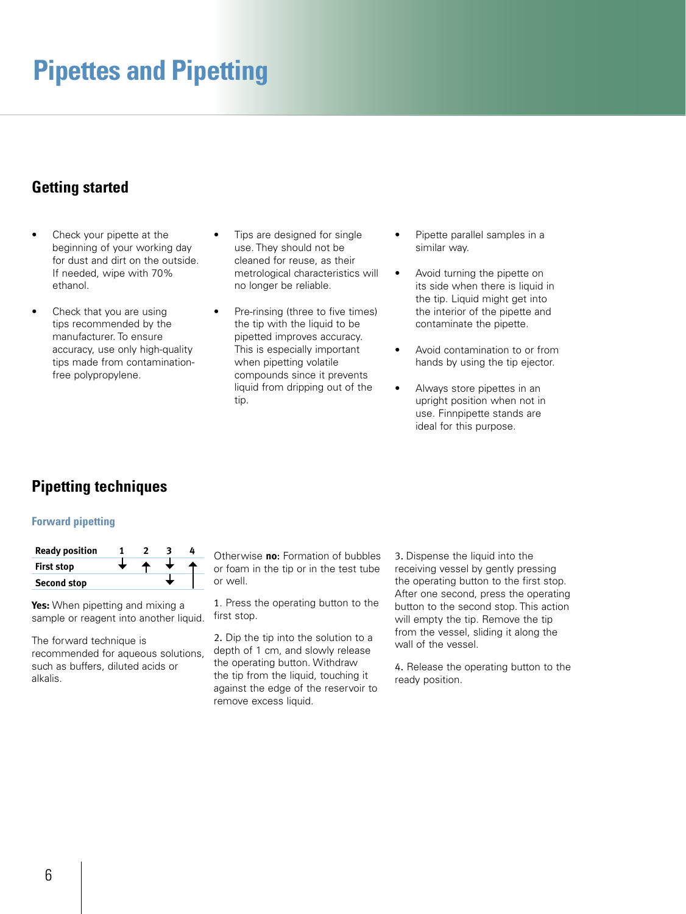# Pipettes and Pipetting

## Getting started

- Check your pipette at the beginning of your working day for dust and dirt on the outside. If needed, wipe with 70% ethanol.
- Check that you are using tips recommended by the manufacturer. To ensure accuracy, use only high-quality tips made from contamination-free polypropylene.
- Tips are designed for single use. They should not be cleaned for reuse, as their metrological characteristics will no longer be reliable.
- Pre-rinsing (three to five times) the tip with the liquid to be pipetted improves accuracy. This is especially important when pipetting volatile compounds since it prevents liquid from dripping out of the tip.
- Pipette parallel samples in a similar way.
- Avoid turning the pipette on its side when there is liquid in the tip. Liquid might get into the interior of the pipette and contaminate the pipette.
- Avoid contamination to or from hands by using the tip ejector.
- Always store pipettes in an upright position when not in use. Finnpipette stands are ideal for this purpose.

## Pipetting techniques

### Forward pipetting

| Ready position | 1 | 2 | 3 | 4 |
|---|---|---|---|---|
| First stop | ↓ | ↑ | ↓ | ↑ |
| Second stop | | | ↓ | |

**Yes:** When pipetting and mixing a sample or reagent into another liquid.

The forward technique is recommended for aqueous solutions, such as buffers, diluted acids or alkalis.

Otherwise **no:** Formation of bubbles or foam in the tip or in the test tube or well.

1. Press the operating button to the first stop.

2. Dip the tip into the solution to a depth of 1 cm, and slowly release the operating button. Withdraw the tip from the liquid, touching it against the edge of the reservoir to remove excess liquid.

3. Dispense the liquid into the receiving vessel by gently pressing the operating button to the first stop. After one second, press the operating button to the second stop. This action will empty the tip. Remove the tip from the vessel, sliding it along the wall of the vessel.

4. Release the operating button to the ready position.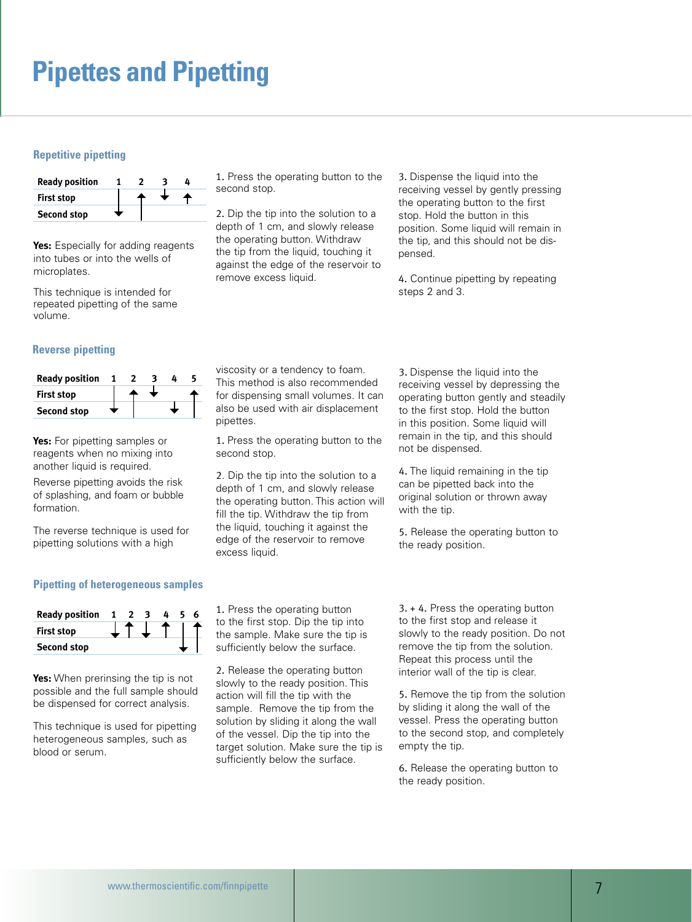# Pipettes and Pipetting

### Repetitive pipetting

| Ready position | 1 | 2 | 3 | 4 |
|---|---|---|---|---|
| First stop | ↓ | ↑ | ↓ | ↑ |
| Second stop | | | | |

**Yes:** Especially for adding reagents into tubes or into the wells of microplates.

This technique is intended for repeated pipetting of the same volume.

1. Press the operating button to the second stop.

2. Dip the tip into the solution to a depth of 1 cm, and slowly release the operating button. Withdraw the tip from the liquid, touching it against the edge of the reservoir to remove excess liquid.

3. Dispense the liquid into the receiving vessel by gently pressing the operating button to the first stop. Hold the button in this position. Some liquid will remain in the tip, and this should not be dispensed.

4. Continue pipetting by repeating steps 2 and 3.

### Reverse pipetting

| Ready position | 1 | 2 | 3 | 4 | 5 |
|---|---|---|---|---|---|
| First stop | ↓ | ↑ | ↓ | ↓ | ↑ |
| Second stop | | | | | |

**Yes:** For pipetting samples or reagents when no mixing into another liquid is required.

Reverse pipetting avoids the risk of splashing, and foam or bubble formation.

The reverse technique is used for pipetting solutions with a high viscosity or a tendency to foam. This method is also recommended for dispensing small volumes. It can also be used with air displacement pipettes.

1. Press the operating button to the second stop.

2. Dip the tip into the solution to a depth of 1 cm, and slowly release the operating button. This action will fill the tip. Withdraw the tip from the liquid, touching it against the edge of the reservoir to remove excess liquid.

3. Dispense the liquid into the receiving vessel by depressing the operating button gently and steadily to the first stop. Hold the button in this position. Some liquid will remain in the tip, and this should not be dispensed.

4. The liquid remaining in the tip can be pipetted back into the original solution or thrown away with the tip.

5. Release the operating button to the ready position.

### Pipetting of heterogeneous samples

| Ready position | 1 | 2 | 3 | 4 | 5 | 6 |
|---|---|---|---|---|---|---|
| First stop | ↓ | ↑ | ↓ | ↑ | ↓ | ↑ |
| Second stop | | | | | | |

**Yes:** When prerinsing the tip is not possible and the full sample should be dispensed for correct analysis.

This technique is used for pipetting heterogeneous samples, such as blood or serum.

1. Press the operating button to the first stop. Dip the tip into the sample. Make sure the tip is sufficiently below the surface.

2. Release the operating button slowly to the ready position. This action will fill the tip with the sample. Remove the tip from the solution by sliding it along the wall of the vessel. Dip the tip into the target solution. Make sure the tip is sufficiently below the surface.

3. + 4. Press the operating button to the first stop and release it slowly to the ready position. Do not remove the tip from the solution. Repeat this process until the interior wall of the tip is clear.

5. Remove the tip from the solution by sliding it along the wall of the vessel. Press the operating button to the second stop, and completely empty the tip.

6. Release the operating button to the ready position.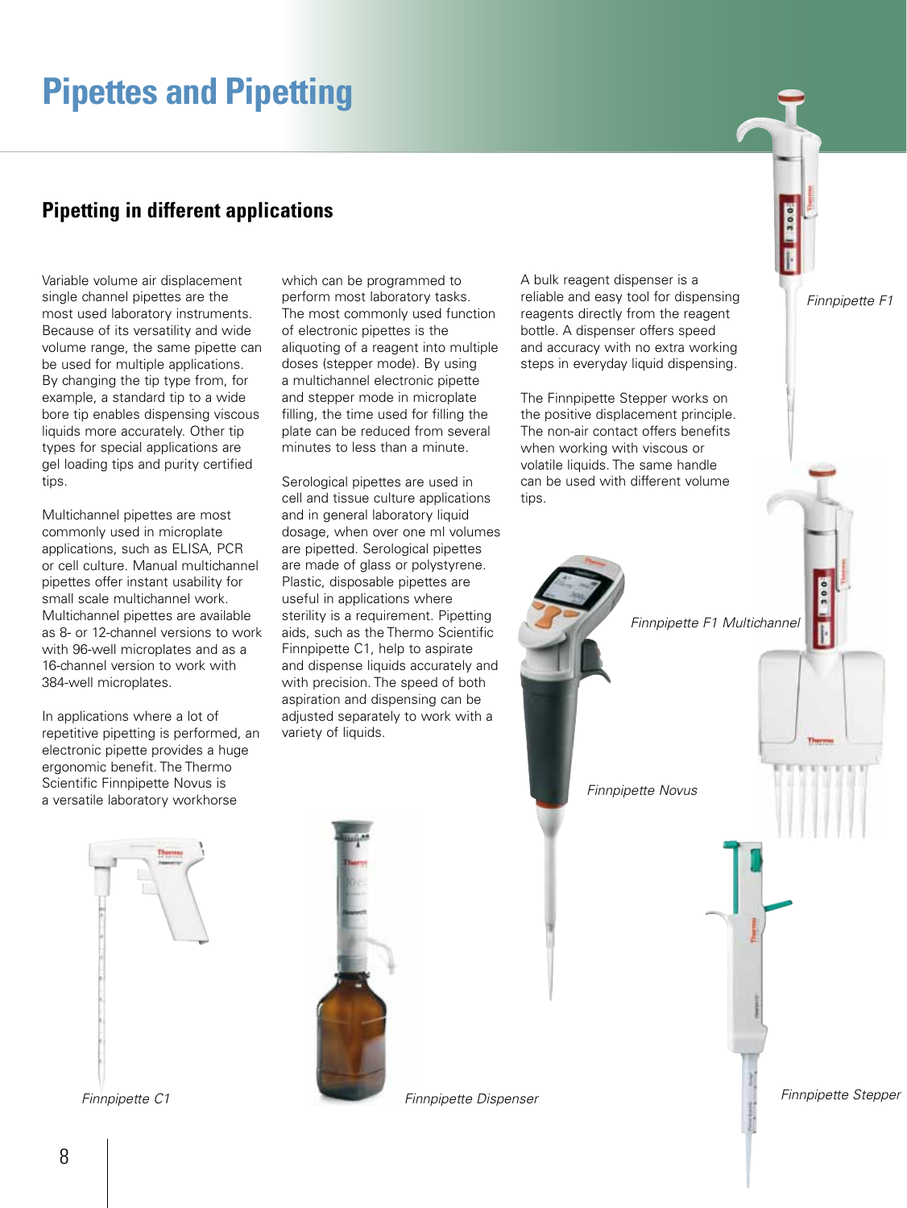# Pipettes and Pipetting

## Pipetting in different applications

Variable volume air displacement single channel pipettes are the most used laboratory instruments. Because of its versatility and wide volume range, the same pipette can be used for multiple applications. By changing the tip type from, for example, a standard tip to a wide bore tip enables dispensing viscous liquids more accurately. Other tip types for special applications are gel loading tips and purity certified tips.

Multichannel pipettes are most commonly used in microplate applications, such as ELISA, PCR or cell culture. Manual multichannel pipettes offer instant usability for small scale multichannel work. Multichannel pipettes are available as 8- or 12-channel versions to work with 96-well microplates and as a 16-channel version to work with 384-well microplates.

In applications where a lot of repetitive pipetting is performed, an electronic pipette provides a huge ergonomic benefit. The Thermo Scientific Finnpipette Novus is a versatile laboratory workhorse which can be programmed to perform most laboratory tasks. The most commonly used function of electronic pipettes is the aliquoting of a reagent into multiple doses (stepper mode). By using a multichannel electronic pipette and stepper mode in microplate filling, the time used for filling the plate can be reduced from several minutes to less than a minute.

Serological pipettes are used in cell and tissue culture applications and in general laboratory liquid dosage, when over one ml volumes are pipetted. Serological pipettes are made of glass or polystyrene. Plastic, disposable pipettes are useful in applications where sterility is a requirement. Pipetting aids, such as the Thermo Scientific Finnpipette C1, help to aspirate and dispense liquids accurately and with precision. The speed of both aspiration and dispensing can be adjusted separately to work with a variety of liquids.

A bulk reagent dispenser is a reliable and easy tool for dispensing reagents directly from the reagent bottle. A dispenser offers speed and accuracy with no extra working steps in everyday liquid dispensing.

The Finnpipette Stepper works on the positive displacement principle. The non-air contact offers benefits when working with viscous or volatile liquids. The same handle can be used with different volume tips.

*Finnpipette F1*

*Finnpipette F1 Multichannel*

*Finnpipette Novus*

*Finnpipette C1*

*Finnpipette Dispenser*

*Finnpipette Stepper*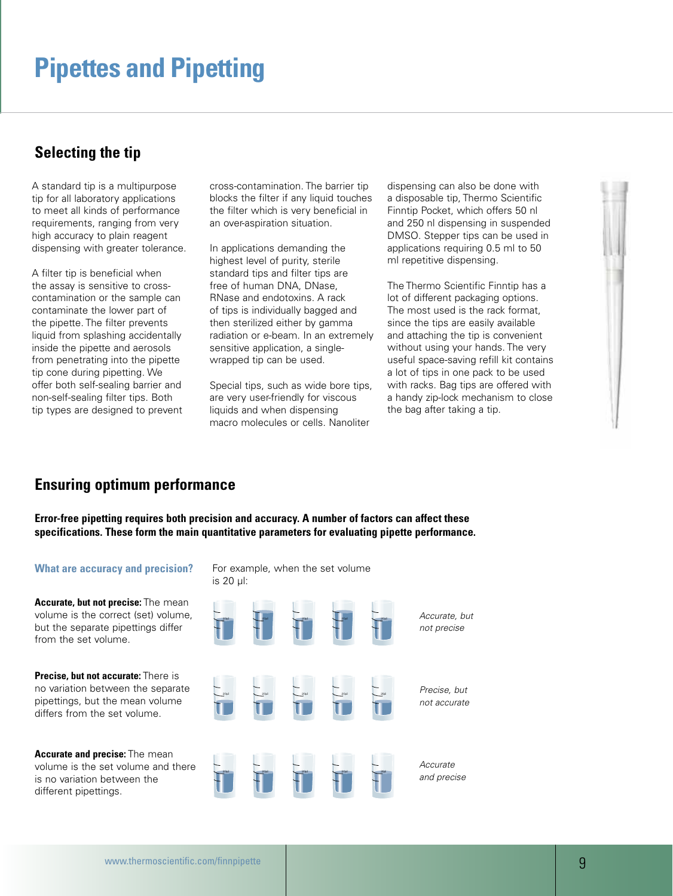# Pipettes and Pipetting

## Selecting the tip

A standard tip is a multipurpose tip for all laboratory applications to meet all kinds of performance requirements, ranging from very high accuracy to plain reagent dispensing with greater tolerance.

A filter tip is beneficial when the assay is sensitive to cross-contamination or the sample can contaminate the lower part of the pipette. The filter prevents liquid from splashing accidentally inside the pipette and aerosols from penetrating into the pipette tip cone during pipetting. We offer both self-sealing barrier and non-self-sealing filter tips. Both tip types are designed to prevent cross-contamination. The barrier tip blocks the filter if any liquid touches the filter which is very beneficial in an over-aspiration situation.

In applications demanding the highest level of purity, sterile standard tips and filter tips are free of human DNA, DNase, RNase and endotoxins. A rack of tips is individually bagged and then sterilized either by gamma radiation or e-beam. In an extremely sensitive application, a single-wrapped tip can be used.

Special tips, such as wide bore tips, are very user-friendly for viscous liquids and when dispensing macro molecules or cells. Nanoliter dispensing can also be done with a disposable tip, Thermo Scientific Finntip Pocket, which offers 50 nl and 250 nl dispensing in suspended DMSO. Stepper tips can be used in applications requiring 0.5 ml to 50 ml repetitive dispensing.

The Thermo Scientific Finntip has a lot of different packaging options. The most used is the rack format, since the tips are easily available and attaching the tip is convenient without using your hands. The very useful space-saving refill kit contains a lot of tips in one pack to be used with racks. Bag tips are offered with a handy zip-lock mechanism to close the bag after taking a tip.

## Ensuring optimum performance

**Error-free pipetting requires both precision and accuracy. A number of factors can affect these specifications. These form the main quantitative parameters for evaluating pipette performance.**

### What are accuracy and precision?

For example, when the set volume is 20 µl:

**Accurate, but not precise:** The mean volume is the correct (set) volume, but the separate pipettings differ from the set volume.

*Accurate, but not precise*

**Precise, but not accurate:** There is no variation between the separate pipettings, but the mean volume differs from the set volume.

*Precise, but not accurate*

**Accurate and precise:** The mean volume is the set volume and there is no variation between the different pipettings.

*Accurate and precise*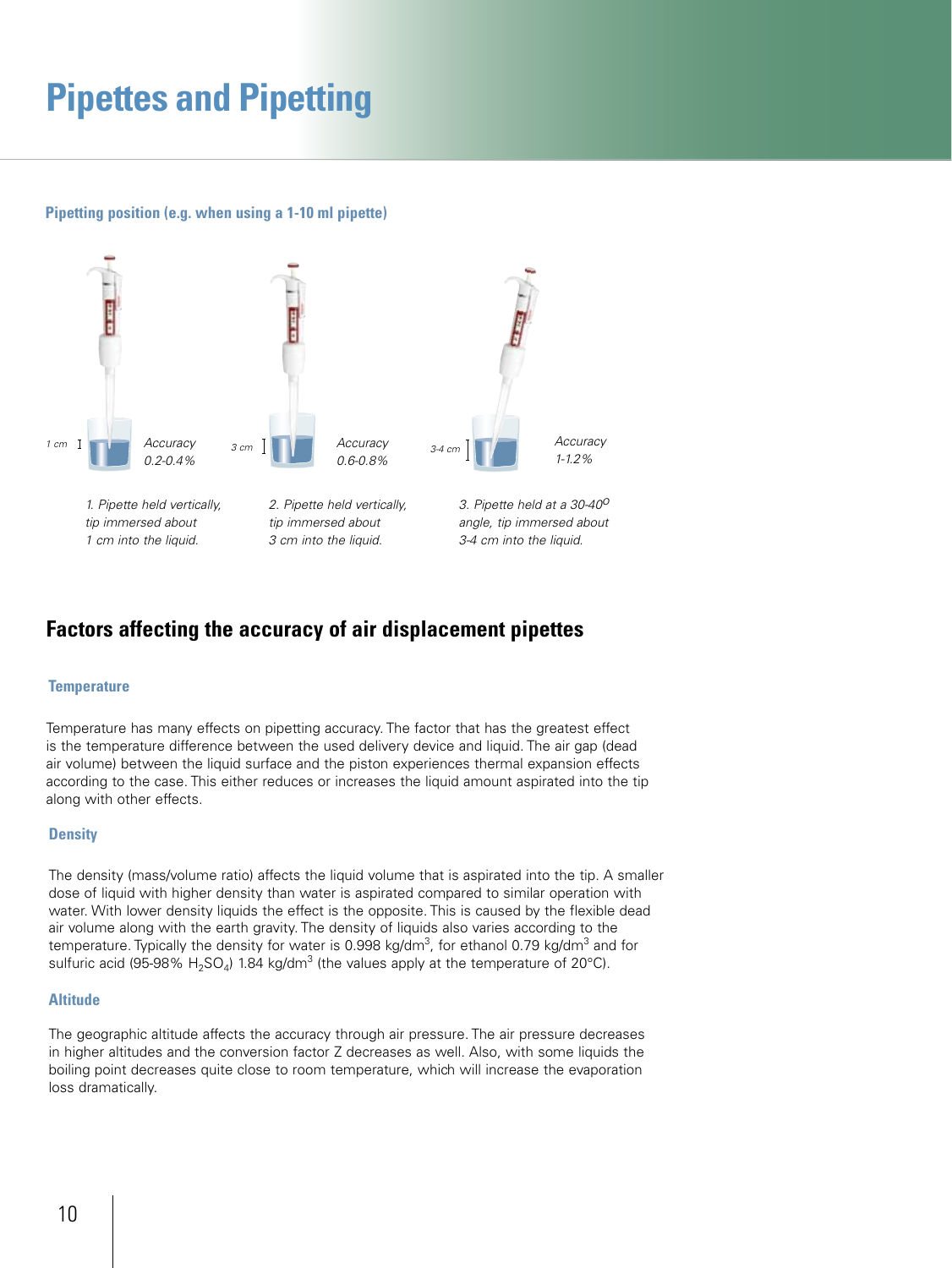# Pipettes and Pipetting

**Pipetting position (e.g. when using a 1-10 ml pipette)**

1 cm — *Accuracy 0.2-0.4%*

*1. Pipette held vertically, tip immersed about 1 cm into the liquid.*

3 cm — *Accuracy 0.6-0.8%*

*2. Pipette held vertically, tip immersed about 3 cm into the liquid.*

3-4 cm — *Accuracy 1-1.2%*

*3. Pipette held at a 30-40$^{O}$ angle, tip immersed about 3-4 cm into the liquid.*

## Factors affecting the accuracy of air displacement pipettes

### Temperature

Temperature has many effects on pipetting accuracy. The factor that has the greatest effect is the temperature difference between the used delivery device and liquid. The air gap (dead air volume) between the liquid surface and the piston experiences thermal expansion effects according to the case. This either reduces or increases the liquid amount aspirated into the tip along with other effects.

### Density

The density (mass/volume ratio) affects the liquid volume that is aspirated into the tip. A smaller dose of liquid with higher density than water is aspirated compared to similar operation with water. With lower density liquids the effect is the opposite. This is caused by the flexible dead air volume along with the earth gravity. The density of liquids also varies according to the temperature. Typically the density for water is 0.998 kg/dm$^3$, for ethanol 0.79 kg/dm$^3$ and for sulfuric acid (95-98% $H_2SO_4$) 1.84 kg/dm$^3$ (the values apply at the temperature of 20°C).

### Altitude

The geographic altitude affects the accuracy through air pressure. The air pressure decreases in higher altitudes and the conversion factor Z decreases as well. Also, with some liquids the boiling point decreases quite close to room temperature, which will increase the evaporation loss dramatically.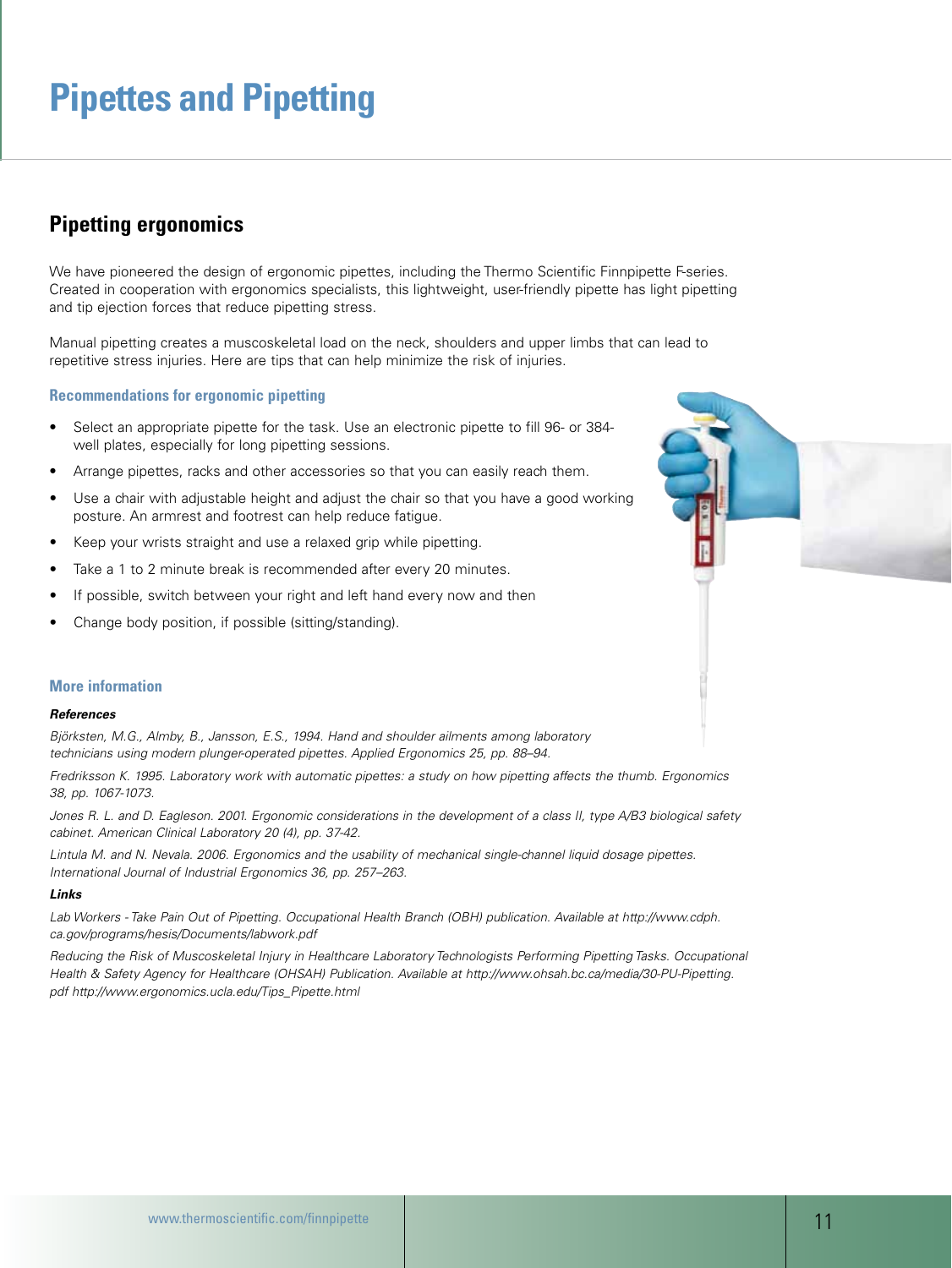# Pipettes and Pipetting

## Pipetting ergonomics

We have pioneered the design of ergonomic pipettes, including the Thermo Scientific Finnpipette F-series. Created in cooperation with ergonomics specialists, this lightweight, user-friendly pipette has light pipetting and tip ejection forces that reduce pipetting stress.

Manual pipetting creates a muscoskeletal load on the neck, shoulders and upper limbs that can lead to repetitive stress injuries. Here are tips that can help minimize the risk of injuries.

### Recommendations for ergonomic pipetting

- Select an appropriate pipette for the task. Use an electronic pipette to fill 96- or 384-well plates, especially for long pipetting sessions.
- Arrange pipettes, racks and other accessories so that you can easily reach them.
- Use a chair with adjustable height and adjust the chair so that you have a good working posture. An armrest and footrest can help reduce fatigue.
- Keep your wrists straight and use a relaxed grip while pipetting.
- Take a 1 to 2 minute break is recommended after every 20 minutes.
- If possible, switch between your right and left hand every now and then
- Change body position, if possible (sitting/standing).

### More information

***References***

*Björksten, M.G., Almby, B., Jansson, E.S., 1994. Hand and shoulder ailments among laboratory technicians using modern plunger-operated pipettes. Applied Ergonomics 25, pp. 88–94.*

*Fredriksson K. 1995. Laboratory work with automatic pipettes: a study on how pipetting affects the thumb. Ergonomics 38, pp. 1067-1073.*

*Jones R. L. and D. Eagleson. 2001. Ergonomic considerations in the development of a class II, type A/B3 biological safety cabinet. American Clinical Laboratory 20 (4), pp. 37-42.*

*Lintula M. and N. Nevala. 2006. Ergonomics and the usability of mechanical single-channel liquid dosage pipettes. International Journal of Industrial Ergonomics 36, pp. 257–263.*

***Links***

*Lab Workers - Take Pain Out of Pipetting. Occupational Health Branch (OBH) publication. Available at http://www.cdph.ca.gov/programs/hesis/Documents/labwork.pdf*

*Reducing the Risk of Muscoskeletal Injury in Healthcare Laboratory Technologists Performing Pipetting Tasks. Occupational Health & Safety Agency for Healthcare (OHSAH) Publication. Available at http://www.ohsah.bc.ca/media/30-PU-Pipetting.pdf http://www.ergonomics.ucla.edu/Tips_Pipette.html*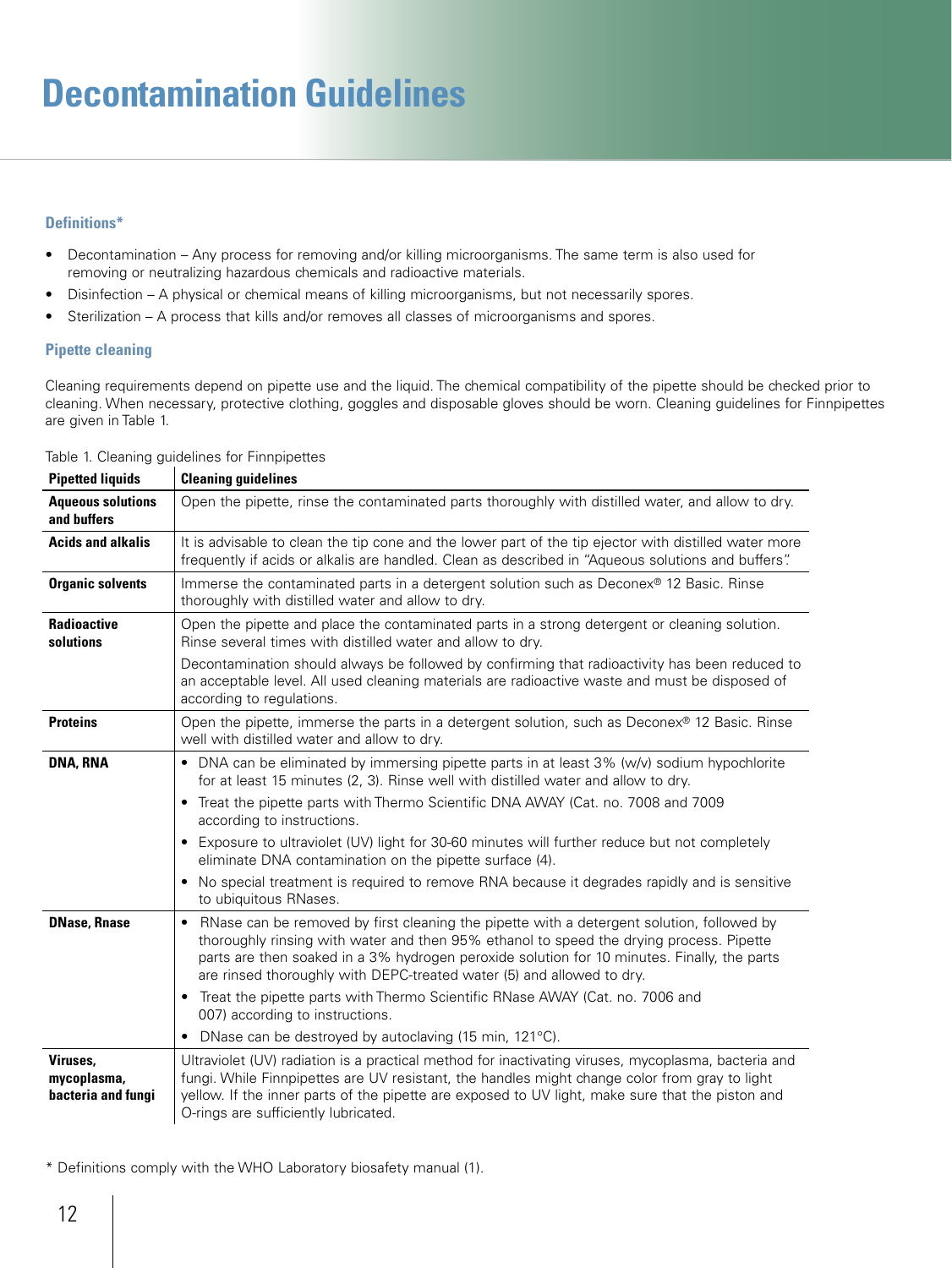# Decontamination Guidelines

### Definitions*

- Decontamination – Any process for removing and/or killing microorganisms. The same term is also used for removing or neutralizing hazardous chemicals and radioactive materials.
- Disinfection – A physical or chemical means of killing microorganisms, but not necessarily spores.
- Sterilization – A process that kills and/or removes all classes of microorganisms and spores.

### Pipette cleaning

Cleaning requirements depend on pipette use and the liquid. The chemical compatibility of the pipette should be checked prior to cleaning. When necessary, protective clothing, goggles and disposable gloves should be worn. Cleaning guidelines for Finnpipettes are given in Table 1.

Table 1. Cleaning guidelines for Finnpipettes

| Pipetted liquids | Cleaning guidelines |
|---|---|
| **Aqueous solutions and buffers** | Open the pipette, rinse the contaminated parts thoroughly with distilled water, and allow to dry. |
| **Acids and alkalis** | It is advisable to clean the tip cone and the lower part of the tip ejector with distilled water more frequently if acids or alkalis are handled. Clean as described in "Aqueous solutions and buffers". |
| **Organic solvents** | Immerse the contaminated parts in a detergent solution such as Deconex® 12 Basic. Rinse thoroughly with distilled water and allow to dry. |
| **Radioactive solutions** | Open the pipette and place the contaminated parts in a strong detergent or cleaning solution. Rinse several times with distilled water and allow to dry.<br><br>Decontamination should always be followed by confirming that radioactivity has been reduced to an acceptable level. All used cleaning materials are radioactive waste and must be disposed of according to regulations. |
| **Proteins** | Open the pipette, immerse the parts in a detergent solution, such as Deconex® 12 Basic. Rinse well with distilled water and allow to dry. |
| **DNA, RNA** | • DNA can be eliminated by immersing pipette parts in at least 3% (w/v) sodium hypochlorite for at least 15 minutes (2, 3). Rinse well with distilled water and allow to dry.<br>• Treat the pipette parts with Thermo Scientific DNA AWAY (Cat. no. 7008 and 7009 according to instructions.<br>• Exposure to ultraviolet (UV) light for 30-60 minutes will further reduce but not completely eliminate DNA contamination on the pipette surface (4).<br>• No special treatment is required to remove RNA because it degrades rapidly and is sensitive to ubiquitous RNases. |
| **DNase, Rnase** | • RNase can be removed by first cleaning the pipette with a detergent solution, followed by thoroughly rinsing with water and then 95% ethanol to speed the drying process. Pipette parts are then soaked in a 3% hydrogen peroxide solution for 10 minutes. Finally, the parts are rinsed thoroughly with DEPC-treated water (5) and allowed to dry.<br>• Treat the pipette parts with Thermo Scientific RNase AWAY (Cat. no. 7006 and 007) according to instructions.<br>• DNase can be destroyed by autoclaving (15 min, 121°C). |
| **Viruses, mycoplasma, bacteria and fungi** | Ultraviolet (UV) radiation is a practical method for inactivating viruses, mycoplasma, bacteria and fungi. While Finnpipettes are UV resistant, the handles might change color from gray to light yellow. If the inner parts of the pipette are exposed to UV light, make sure that the piston and O-rings are sufficiently lubricated. |

* Definitions comply with the WHO Laboratory biosafety manual (1).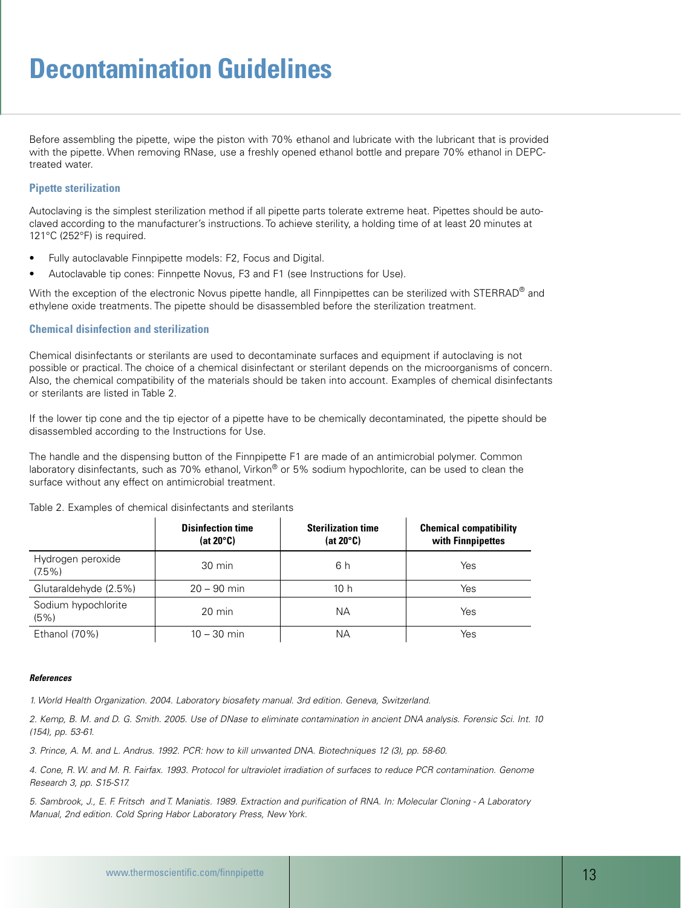# Decontamination Guidelines

Before assembling the pipette, wipe the piston with 70% ethanol and lubricate with the lubricant that is provided with the pipette. When removing RNase, use a freshly opened ethanol bottle and prepare 70% ethanol in DEPC-treated water.

### Pipette sterilization

Autoclaving is the simplest sterilization method if all pipette parts tolerate extreme heat. Pipettes should be autoclaved according to the manufacturer's instructions. To achieve sterility, a holding time of at least 20 minutes at 121°C (252°F) is required.

- Fully autoclavable Finnpipette models: F2, Focus and Digital.
- Autoclavable tip cones: Finnpette Novus, F3 and F1 (see Instructions for Use).

With the exception of the electronic Novus pipette handle, all Finnpipettes can be sterilized with STERRAD® and ethylene oxide treatments. The pipette should be disassembled before the sterilization treatment.

### Chemical disinfection and sterilization

Chemical disinfectants or sterilants are used to decontaminate surfaces and equipment if autoclaving is not possible or practical. The choice of a chemical disinfectant or sterilant depends on the microorganisms of concern. Also, the chemical compatibility of the materials should be taken into account. Examples of chemical disinfectants or sterilants are listed in Table 2.

If the lower tip cone and the tip ejector of a pipette have to be chemically decontaminated, the pipette should be disassembled according to the Instructions for Use.

The handle and the dispensing button of the Finnpipette F1 are made of an antimicrobial polymer. Common laboratory disinfectants, such as 70% ethanol, Virkon® or 5% sodium hypochlorite, can be used to clean the surface without any effect on antimicrobial treatment.

Table 2. Examples of chemical disinfectants and sterilants

| | Disinfection time (at 20°C) | Sterilization time (at 20°C) | Chemical compatibility with Finnpipettes |
|---|---|---|---|
| Hydrogen peroxide (7.5%) | 30 min | 6 h | Yes |
| Glutaraldehyde (2.5%) | 20 – 90 min | 10 h | Yes |
| Sodium hypochlorite (5%) | 20 min | NA | Yes |
| Ethanol (70%) | 10 – 30 min | NA | Yes |

***References***

*1. World Health Organization. 2004. Laboratory biosafety manual. 3rd edition. Geneva, Switzerland.*

*2. Kemp, B. M. and D. G. Smith. 2005. Use of DNase to eliminate contamination in ancient DNA analysis. Forensic Sci. Int. 10 (154), pp. 53-61.*

*3. Prince, A. M. and L. Andrus. 1992. PCR: how to kill unwanted DNA. Biotechniques 12 (3), pp. 58-60.*

*4. Cone, R. W. and M. R. Fairfax. 1993. Protocol for ultraviolet irradiation of surfaces to reduce PCR contamination. Genome Research 3, pp. S15-S17.*

*5. Sambrook, J., E. F. Fritsch and T. Maniatis. 1989. Extraction and purification of RNA. In: Molecular Cloning - A Laboratory Manual, 2nd edition. Cold Spring Habor Laboratory Press, New York.*

www.thermoscientific.com/finnpipette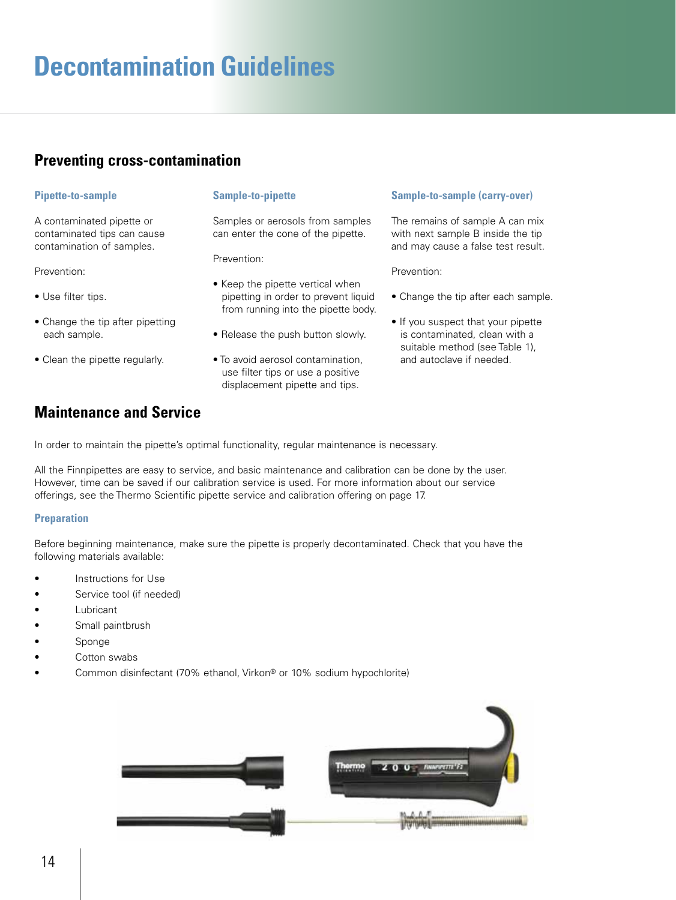# Decontamination Guidelines

## Preventing cross-contamination

### Pipette-to-sample

A contaminated pipette or contaminated tips can cause contamination of samples.

Prevention:

- Use filter tips.
- Change the tip after pipetting each sample.
- Clean the pipette regularly.

### Sample-to-pipette

Samples or aerosols from samples can enter the cone of the pipette.

Prevention:

- Keep the pipette vertical when pipetting in order to prevent liquid from running into the pipette body.
- Release the push button slowly.
- To avoid aerosol contamination, use filter tips or use a positive displacement pipette and tips.

### Sample-to-sample (carry-over)

The remains of sample A can mix with next sample B inside the tip and may cause a false test result.

Prevention:

- Change the tip after each sample.
- If you suspect that your pipette is contaminated, clean with a suitable method (see Table 1), and autoclave if needed.

## Maintenance and Service

In order to maintain the pipette's optimal functionality, regular maintenance is necessary.

All the Finnpipettes are easy to service, and basic maintenance and calibration can be done by the user. However, time can be saved if our calibration service is used. For more information about our service offerings, see the Thermo Scientific pipette service and calibration offering on page 17.

### Preparation

Before beginning maintenance, make sure the pipette is properly decontaminated. Check that you have the following materials available:

- Instructions for Use
- Service tool (if needed)
- Lubricant
- Small paintbrush
- Sponge
- Cotton swabs
- Common disinfectant (70% ethanol, Virkon® or 10% sodium hypochlorite)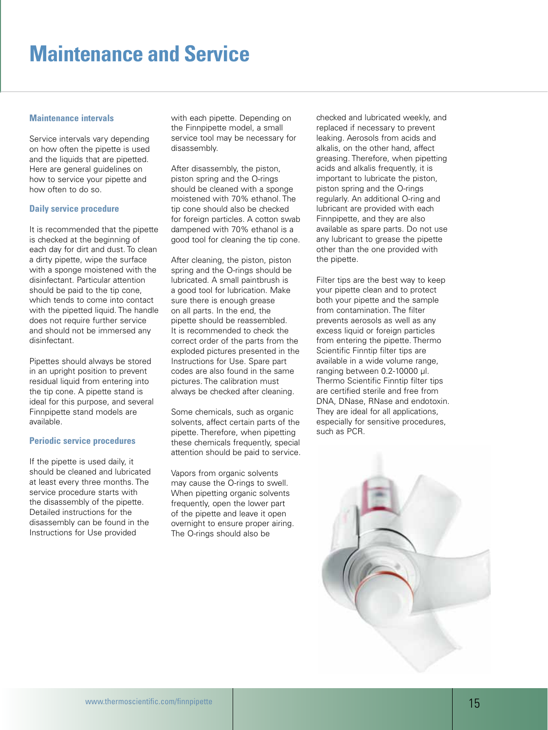# Maintenance and Service

### Maintenance intervals

Service intervals vary depending on how often the pipette is used and the liquids that are pipetted. Here are general guidelines on how to service your pipette and how often to do so.

### Daily service procedure

It is recommended that the pipette is checked at the beginning of each day for dirt and dust. To clean a dirty pipette, wipe the surface with a sponge moistened with the disinfectant. Particular attention should be paid to the tip cone, which tends to come into contact with the pipetted liquid. The handle does not require further service and should not be immersed any disinfectant.

Pipettes should always be stored in an upright position to prevent residual liquid from entering into the tip cone. A pipette stand is ideal for this purpose, and several Finnpipette stand models are available.

### Periodic service procedures

If the pipette is used daily, it should be cleaned and lubricated at least every three months. The service procedure starts with the disassembly of the pipette. Detailed instructions for the disassembly can be found in the Instructions for Use provided with each pipette. Depending on the Finnpipette model, a small service tool may be necessary for disassembly.

After disassembly, the piston, piston spring and the O-rings should be cleaned with a sponge moistened with 70% ethanol. The tip cone should also be checked for foreign particles. A cotton swab dampened with 70% ethanol is a good tool for cleaning the tip cone.

After cleaning, the piston, piston spring and the O-rings should be lubricated. A small paintbrush is a good tool for lubrication. Make sure there is enough grease on all parts. In the end, the pipette should be reassembled. It is recommended to check the correct order of the parts from the exploded pictures presented in the Instructions for Use. Spare part codes are also found in the same pictures. The calibration must always be checked after cleaning.

Some chemicals, such as organic solvents, affect certain parts of the pipette. Therefore, when pipetting these chemicals frequently, special attention should be paid to service.

Vapors from organic solvents may cause the O-rings to swell. When pipetting organic solvents frequently, open the lower part of the pipette and leave it open overnight to ensure proper airing. The O-rings should also be checked and lubricated weekly, and replaced if necessary to prevent leaking. Aerosols from acids and alkalis, on the other hand, affect greasing. Therefore, when pipetting acids and alkalis frequently, it is important to lubricate the piston, piston spring and the O-rings regularly. An additional O-ring and lubricant are provided with each Finnpipette, and they are also available as spare parts. Do not use any lubricant to grease the pipette other than the one provided with the pipette.

Filter tips are the best way to keep your pipette clean and to protect both your pipette and the sample from contamination. The filter prevents aerosols as well as any excess liquid or foreign particles from entering the pipette. Thermo Scientific Finntip filter tips are available in a wide volume range, ranging between 0.2-10000 µl. Thermo Scientific Finntip filter tips are certified sterile and free from DNA, DNase, RNase and endotoxin. They are ideal for all applications, especially for sensitive procedures, such as PCR.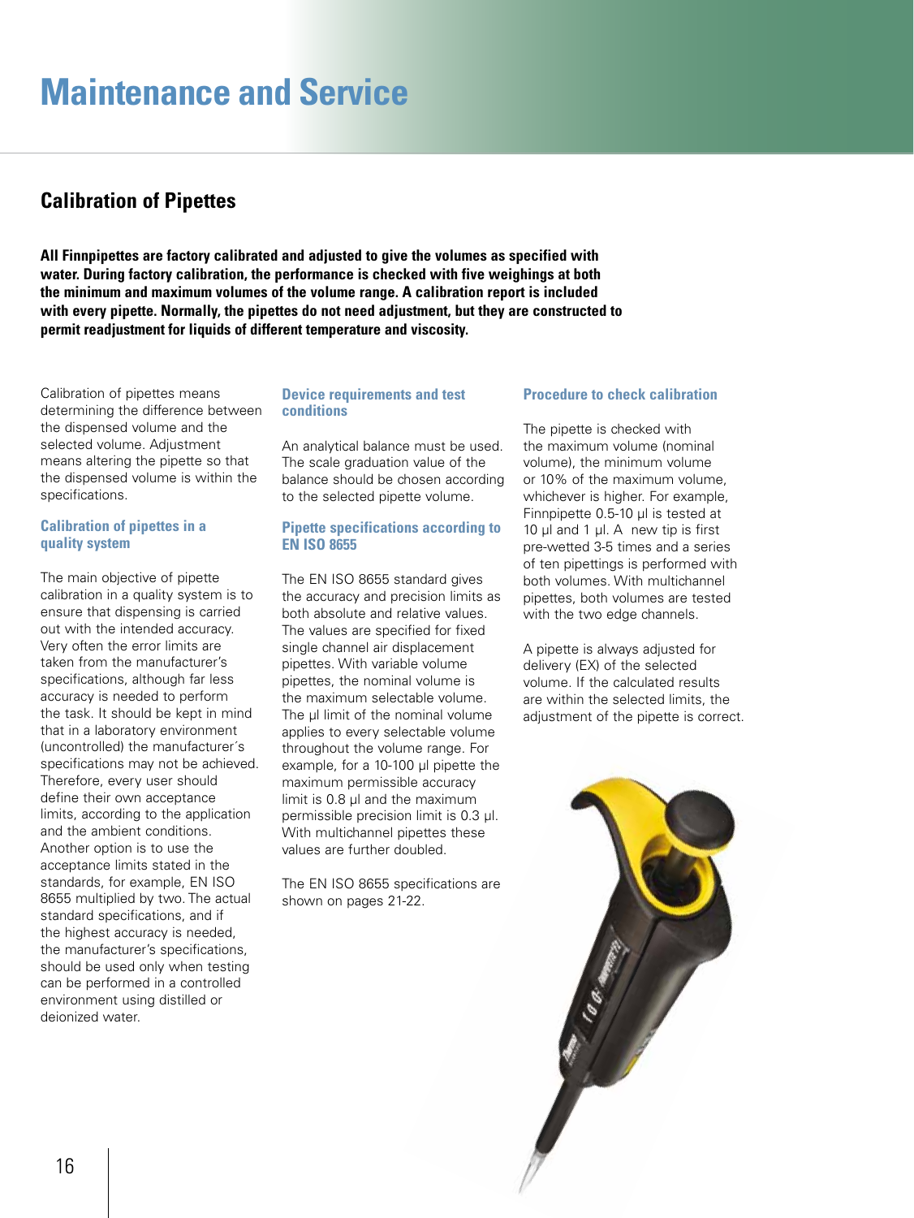# Maintenance and Service

## Calibration of Pipettes

**All Finnpipettes are factory calibrated and adjusted to give the volumes as specified with water. During factory calibration, the performance is checked with five weighings at both the minimum and maximum volumes of the volume range. A calibration report is included with every pipette. Normally, the pipettes do not need adjustment, but they are constructed to permit readjustment for liquids of different temperature and viscosity.**

Calibration of pipettes means determining the difference between the dispensed volume and the selected volume. Adjustment means altering the pipette so that the dispensed volume is within the specifications.

### Calibration of pipettes in a quality system

The main objective of pipette calibration in a quality system is to ensure that dispensing is carried out with the intended accuracy. Very often the error limits are taken from the manufacturer's specifications, although far less accuracy is needed to perform the task. It should be kept in mind that in a laboratory environment (uncontrolled) the manufacturer´s specifications may not be achieved. Therefore, every user should define their own acceptance limits, according to the application and the ambient conditions. Another option is to use the acceptance limits stated in the standards, for example, EN ISO 8655 multiplied by two. The actual standard specifications, and if the highest accuracy is needed, the manufacturer's specifications, should be used only when testing can be performed in a controlled environment using distilled or deionized water.

### Device requirements and test conditions

An analytical balance must be used. The scale graduation value of the balance should be chosen according to the selected pipette volume.

### Pipette specifications according to EN ISO 8655

The EN ISO 8655 standard gives the accuracy and precision limits as both absolute and relative values. The values are specified for fixed single channel air displacement pipettes. With variable volume pipettes, the nominal volume is the maximum selectable volume. The µl limit of the nominal volume applies to every selectable volume throughout the volume range. For example, for a 10-100 µl pipette the maximum permissible accuracy limit is 0.8 µl and the maximum permissible precision limit is 0.3 µl. With multichannel pipettes these values are further doubled.

The EN ISO 8655 specifications are shown on pages 21-22.

### Procedure to check calibration

The pipette is checked with the maximum volume (nominal volume), the minimum volume or 10% of the maximum volume, whichever is higher. For example, Finnpipette 0.5-10 µl is tested at 10 µl and 1 µl. A new tip is first pre-wetted 3-5 times and a series of ten pipettings is performed with both volumes. With multichannel pipettes, both volumes are tested with the two edge channels.

A pipette is always adjusted for delivery (EX) of the selected volume. If the calculated results are within the selected limits, the adjustment of the pipette is correct.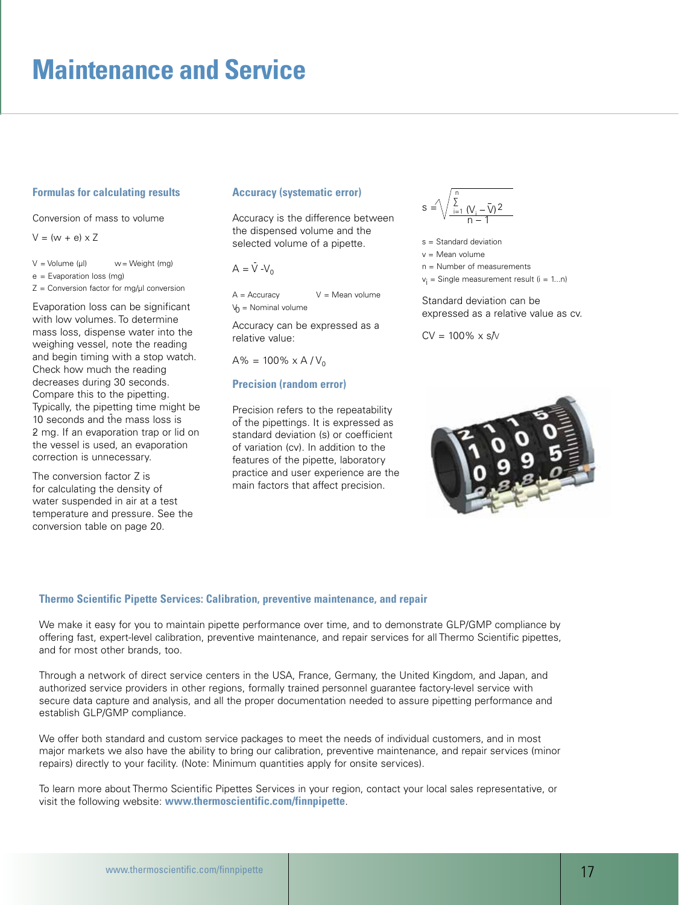# Maintenance and Service

### Formulas for calculating results

Conversion of mass to volume

$V = (w + e) \times Z$

$V$ = Volume (µl)  $w$ = Weight (mg)
$e$ = Evaporation loss (mg)
$Z$ = Conversion factor for mg/µl conversion

Evaporation loss can be significant with low volumes. To determine mass loss, dispense water into the weighing vessel, note the reading and begin timing with a stop watch. Check how much the reading decreases during 30 seconds. Compare this to the pipetting. Typically, the pipetting time might be 10 seconds and the mass loss is 2 mg. If an evaporation trap or lid on the vessel is used, an evaporation correction is unnecessary.

The conversion factor Z is for calculating the density of water suspended in air at a test temperature and pressure. See the conversion table on page 20.

### Accuracy (systematic error)

Accuracy is the difference between the dispensed volume and the selected volume of a pipette.

$A = \bar{V} - V_0$

$A$ = Accuracy  $\bar{V}$ = Mean volume
$V_0$ = Nominal volume

Accuracy can be expressed as a relative value:

$A\% = 100\% \times A / V_0$

### Precision (random error)

Precision refers to the repeatability of the pipettings. It is expressed as standard deviation (s) or coefficient of variation (cv). In addition to the features of the pipette, laboratory practice and user experience are the main factors that affect precision.

$$s = \sqrt{\frac{\sum_{i=1}^{n} (V_i - \bar{V})^2}{n - 1}}$$

$s$ = Standard deviation
$\bar{v}$ = Mean volume
$n$ = Number of measurements
$v_i$ = Single measurement result ($i = 1 \ldots n$)

Standard deviation can be expressed as a relative value as cv.

$CV = 100\% \times s/\bar{V}$

### Thermo Scientific Pipette Services: Calibration, preventive maintenance, and repair

We make it easy for you to maintain pipette performance over time, and to demonstrate GLP/GMP compliance by offering fast, expert-level calibration, preventive maintenance, and repair services for all Thermo Scientific pipettes, and for most other brands, too.

Through a network of direct service centers in the USA, France, Germany, the United Kingdom, and Japan, and authorized service providers in other regions, formally trained personnel guarantee factory-level service with secure data capture and analysis, and all the proper documentation needed to assure pipetting performance and establish GLP/GMP compliance.

We offer both standard and custom service packages to meet the needs of individual customers, and in most major markets we also have the ability to bring our calibration, preventive maintenance, and repair services (minor repairs) directly to your facility. (Note: Minimum quantities apply for onsite services).

To learn more about Thermo Scientific Pipettes Services in your region, contact your local sales representative, or visit the following website: **www.thermoscientific.com/finnpipette**.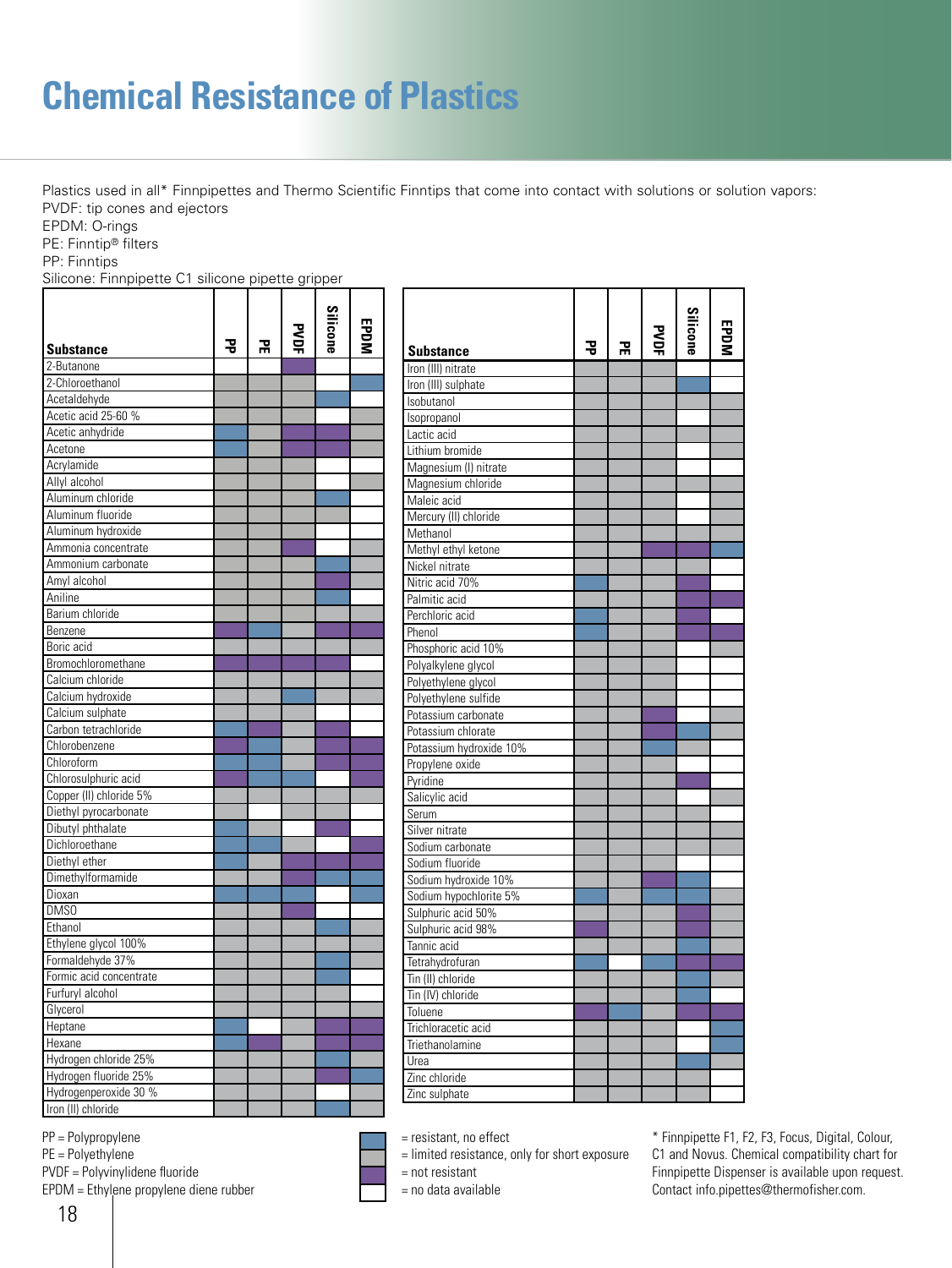# Chemical Resistance of Plastics

Plastics used in all* Finnpipettes and Thermo Scientific Finntips that come into contact with solutions or solution vapors:
PVDF: tip cones and ejectors
EPDM: O-rings
PE: Finntip® filters
PP: Finntips
Silicone: Finnpipette C1 silicone pipette gripper

*(In the original chart, ratings are shown as colour-coded cells; they are transcribed here as text using the legend below.)*

| Substance | PP | PE | PVDF | Silicone | EPDM |
|---|---|---|---|---|---|
| 2-Butanone | No data | No data | Not resistant | No data | No data |
| 2-Chloroethanol | Limited | Limited | Limited | No data | Resistant |
| Acetaldehyde | Limited | Limited | Limited | Resistant | No data |
| Acetic acid 25-60 % | Limited | Limited | Limited | No data | Limited |
| Acetic anhydride | Resistant | Limited | Not resistant | Not resistant | Limited |
| Acetone | Resistant | Limited | Not resistant | Not resistant | Limited |
| Acrylamide | Limited | Limited | Limited | No data | No data |
| Allyl alcohol | Limited | Limited | Limited | No data | Limited |
| Aluminum chloride | Limited | Limited | Limited | Resistant | No data |
| Aluminum fluoride | Limited | Limited | Limited | Limited | No data |
| Aluminum hydroxide | Limited | Limited | Limited | No data | No data |
| Ammonia concentrate | Limited | Limited | Not resistant | No data | Limited |
| Ammonium carbonate | Limited | Limited | Limited | Resistant | Limited |
| Amyl alcohol | Limited | Limited | Limited | Not resistant | Limited |
| Aniline | Limited | Limited | Limited | Resistant | No data |
| Barium chloride | Limited | Limited | Limited | Limited | Limited |
| Benzene | Not resistant | Resistant | Limited | Not resistant | Not resistant |
| Boric acid | Limited | Limited | Limited | Limited | Limited |
| Bromochloromethane | Not resistant | Not resistant | Not resistant | Not resistant | No data |
| Calcium chloride | Limited | Limited | Limited | Limited | Limited |
| Calcium hydroxide | Limited | Limited | Resistant | Limited | Limited |
| Calcium sulphate | Limited | Limited | Limited | No data | No data |
| Carbon tetrachloride | Resistant | Not resistant | Limited | Not resistant | No data |
| Chlorobenzene | Not resistant | Resistant | Limited | Not resistant | Not resistant |
| Chloroform | Resistant | Resistant | Limited | Not resistant | Not resistant |
| Chlorosulphuric acid | Not resistant | Resistant | Resistant | No data | Not resistant |
| Copper (II) chloride 5% | Limited | Limited | Limited | Limited | Limited |
| Diethyl pyrocarbonate | Limited | No data | Limited | Limited | No data |
| Dibutyl phthalate | Resistant | Limited | No data | Not resistant | No data |
| Dichloroethane | Resistant | Resistant | Limited | No data | Not resistant |
| Diethyl ether | Resistant | Limited | Not resistant | Not resistant | Not resistant |
| Dimethylformamide | Limited | Limited | Not resistant | Resistant | Resistant |
| Dioxan | Resistant | Resistant | Resistant | No data | Resistant |
| DMSO | Limited | Limited | Not resistant | No data | No data |
| Ethanol | Limited | Limited | Limited | Resistant | Limited |
| Ethylene glycol 100% | Limited | Limited | Limited | Limited | Limited |
| Formaldehyde 37% | Limited | Limited | Limited | Resistant | Limited |
| Formic acid concentrate | Limited | Limited | Limited | Resistant | No data |
| Furfuryl alcohol | Limited | Limited | Limited | Limited | No data |
| Glycerol | Limited | Limited | Limited | Limited | Limited |
| Heptane | Resistant | No data | Limited | Not resistant | Not resistant |
| Hexane | Resistant | Not resistant | Limited | Not resistant | Not resistant |
| Hydrogen chloride 25% | Limited | Limited | Limited | Resistant | Limited |
| Hydrogen fluoride 25% | Limited | Limited | Limited | Not resistant | Resistant |
| Hydrogenperoxide 30 % | Limited | Limited | Limited | No data | Limited |
| Iron (II) chloride | Limited | Limited | Limited | Resistant | Limited |
| Iron (III) nitrate | Limited | Limited | Limited | No data | No data |
| Iron (III) sulphate | Limited | Limited | Limited | Resistant | No data |
| Isobutanol | Limited | Limited | Limited | Limited | Limited |
| Isopropanol | Limited | Limited | Limited | No data | Limited |
| Lactic acid | Limited | Limited | Limited | Limited | Limited |
| Lithium bromide | Limited | Limited | Limited | No data | Limited |
| Magnesium (I) nitrate | Limited | Limited | Limited | No data | No data |
| Magnesium chloride | Limited | Limited | Limited | Limited | Limited |
| Maleic acid | Limited | Limited | Limited | No data | Limited |
| Mercury (II) chloride | Limited | Limited | Limited | No data | Limited |
| Methanol | Limited | Limited | Limited | Limited | Limited |
| Methyl ethyl ketone | Limited | Limited | Not resistant | Not resistant | Resistant |
| Nickel nitrate | Limited | Limited | Limited | Limited | No data |
| Nitric acid 70% | Resistant | Limited | Limited | Not resistant | No data |
| Palmitic acid | Limited | Limited | Limited | Not resistant | Not resistant |
| Perchloric acid | Resistant | Limited | Limited | Not resistant | No data |
| Phenol | Resistant | Limited | Limited | Not resistant | Not resistant |
| Phosphoric acid 10% | Limited | Limited | Limited | No data | Limited |
| Polyalkylene glycol | Limited | Limited | Limited | No data | No data |
| Polyethylene glycol | Limited | Limited | Limited | No data | No data |
| Polyethylene sulfide | Limited | Limited | Limited | No data | No data |
| Potassium carbonate | Limited | Limited | Not resistant | No data | Limited |
| Potassium chlorate | Limited | Limited | Not resistant | Resistant | Limited |
| Potassium hydroxide 10% | Limited | Limited | Resistant | Limited | No data |
| Propylene oxide | Limited | Limited | Limited | Limited | No data |
| Pyridine | Limited | Limited | Limited | Not resistant | No data |
| Salicylic acid | Limited | Limited | Limited | No data | Limited |
| Serum | Limited | Limited | Limited | Limited | No data |
| Silver nitrate | Limited | Limited | Limited | Limited | Limited |
| Sodium carbonate | Limited | Limited | Limited | Limited | Limited |
| Sodium fluoride | Limited | Limited | Limited | No data | No data |
| Sodium hydroxide 10% | Limited | Limited | Not resistant | Resistant | No data |
| Sodium hypochlorite 5% | Resistant | Limited | Resistant | Resistant | Limited |
| Sulphuric acid 50% | Limited | Limited | Limited | Not resistant | Limited |
| Sulphuric acid 98% | Not resistant | Limited | Limited | Not resistant | Limited |
| Tannic acid | Limited | Limited | Limited | Resistant | Limited |
| Tetrahydrofuran | Resistant | No data | Resistant | Not resistant | Not resistant |
| Tin (II) chloride | Limited | Limited | Limited | Resistant | Limited |
| Tin (IV) chloride | Limited | Limited | Limited | Resistant | No data |
| Toluene | Not resistant | Resistant | Limited | Not resistant | Not resistant |
| Trichloracetic acid | Limited | Limited | Limited | No data | Resistant |
| Triethanolamine | Limited | Limited | Limited | No data | Resistant |
| Urea | Limited | Limited | Limited | Resistant | Limited |
| Zinc chloride | Limited | Limited | Limited | Limited | No data |
| Zinc sulphate | Limited | Limited | Limited | Limited | No data |

PP = Polypropylene
PE = Polyethylene
PVDF = Polyvinylidene fluoride
EPDM = Ethylene propylene diene rubber

Resistant = resistant, no effect
Limited = limited resistance, only for short exposure
Not resistant = not resistant
No data = no data available

* Finnpipette F1, F2, F3, Focus, Digital, Colour, C1 and Novus. Chemical compatibility chart for Finnpipette Dispenser is available upon request. Contact info.pipettes@thermofisher.com.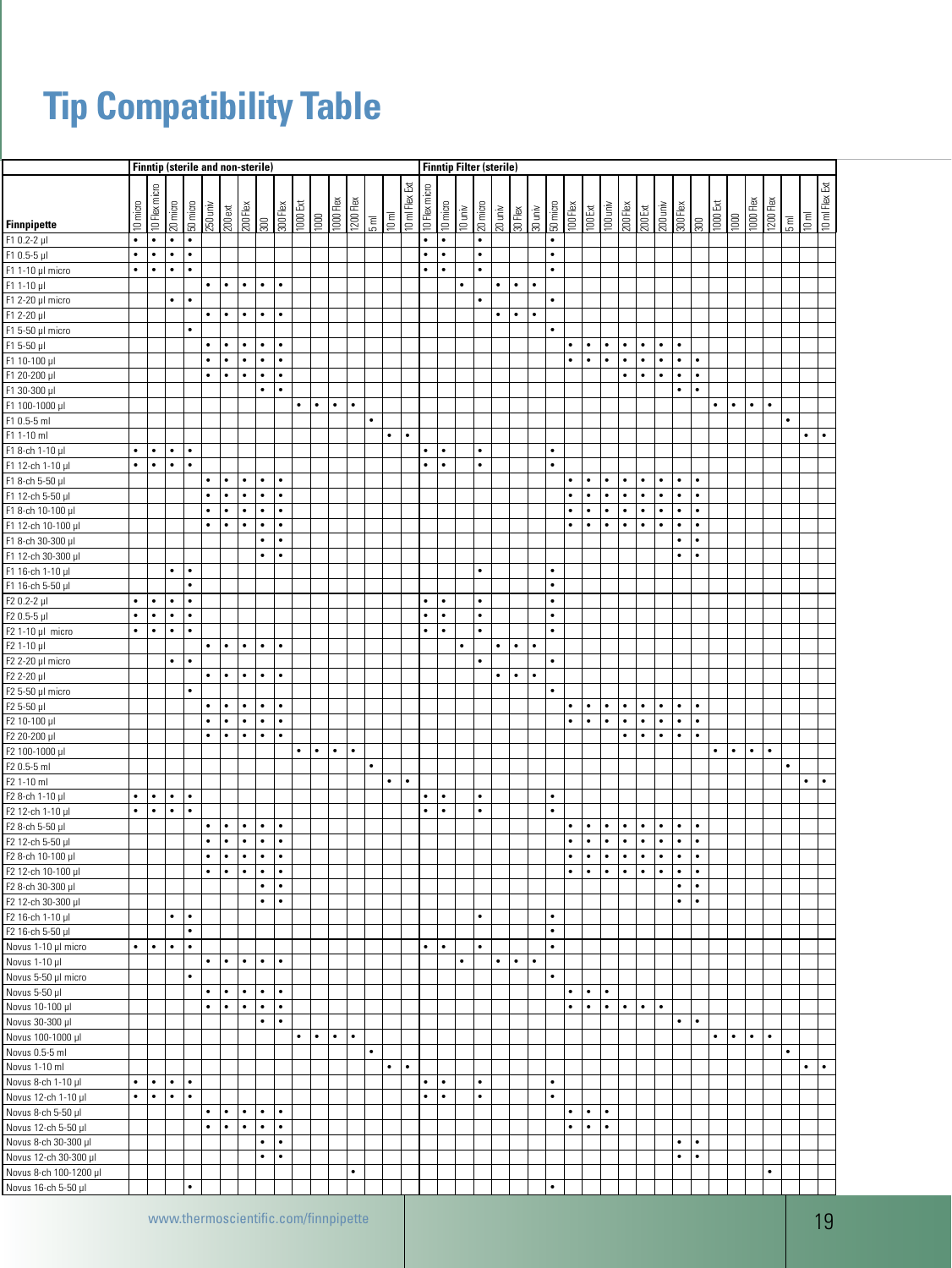# Tip Compatibility Table

| Finnpipette | Finntip (sterile and non-sterile) | | | | | | | | | | | | | | | | Finntip Filter (sterile) | | | | | | | | | | | | | | | | | | | | | | |
|---|---|---|---|---|---|---|---|---|---|---|---|---|---|---|---|---|---|---|---|---|---|---|---|---|---|---|---|---|---|---|---|---|---|---|---|---|---|---|---|
| | 10 micro | 10 Flex micro | 20 micro | 50 micro | 250 univ | 200 ext | 200 Flex | 300 | 300 Flex | 1000 Ext | 1000 | 1000 Flex | 1200 Flex | 5 ml | 10 ml | 10 ml Flex Ext | 10 Flex micro | 10 micro | 10 univ | 20 micro | 20 univ | 30 Flex | 30 univ | 50 micro | 100 Flex | 100 Ext | 100 univ | 200 Flex | 200 Ext | 200 univ | 300 Flex | 300 | 1000 Ext | 1000 | 1000 Flex | 1200 Flex | 5 ml | 10 ml | 10 ml Flex Ext |
| F1 0.2-2 µl | • | • | • | • | | | | | | | | | | | | | • | • | | • | | | | • | | | | | | | | | | | | | | | |
| F1 0.5-5 µl | • | • | • | • | | | | | | | | | | | | | • | • | | • | | | | • | | | | | | | | | | | | | | | |
| F1 1-10 µl micro | • | • | • | • | | | | | | | | | | | | | • | • | | • | | | | • | | | | | | | | | | | | | | | |
| F1 1-10 µl | | | | | • | • | • | • | • | | | | | | | | | | • | | • | • | • | | | | | | | | | | | | | | | | |
| F1 2-20 µl micro | | | • | • | | | | | | | | | | | | | | | | • | | | | • | | | | | | | | | | | | | | | |
| F1 2-20 µl | | | | | • | • | • | • | • | | | | | | | | | | | | • | • | • | | | | | | | | | | | | | | | | |
| F1 5-50 µl micro | | | | • | | | | | | | | | | | | | | | | | | | | • | | | | | | | | | | | | | | | |
| F1 5-50 µl | | | | | • | • | • | • | • | | | | | | | | | | | | | | | | • | • | • | • | • | • | • | | | | | | | | |
| F1 10-100 µl | | | | | • | • | • | • | • | | | | | | | | | | | | | | | | • | • | • | • | • | • | • | • | | | | | | | |
| F1 20-200 µl | | | | | • | • | • | • | • | | | | | | | | | | | | | | | | | | | • | • | • | • | • | | | | | | | |
| F1 30-300 µl | | | | | | | | • | • | | | | | | | | | | | | | | | | | | | | | | • | • | | | | | | | |
| F1 100-1000 µl | | | | | | | | | | • | • | • | • | | | | | | | | | | | | | | | | | | | | • | • | • | • | | | |
| F1 0.5-5 ml | | | | | | | | | | | | | | • | | | | | | | | | | | | | | | | | | | | | | | • | | |
| F1 1-10 ml | | | | | | | | | | | | | | | • | • | | | | | | | | | | | | | | | | | | | | | | • | • |
| F1 8-ch 1-10 µl | • | • | • | • | | | | | | | | | | | | | • | • | | • | | | | • | | | | | | | | | | | | | | | |
| F1 12-ch 1-10 µl | • | • | • | • | | | | | | | | | | | | | • | • | | • | | | | • | | | | | | | | | | | | | | | |
| F1 8-ch 5-50 µl | | | | | • | • | • | • | • | | | | | | | | | | | | | | | | • | • | • | • | • | • | • | • | | | | | | | |
| F1 12-ch 5-50 µl | | | | | • | • | • | • | • | | | | | | | | | | | | | | | | • | • | • | • | • | • | • | • | | | | | | | |
| F1 8-ch 10-100 µl | | | | | • | • | • | • | • | | | | | | | | | | | | | | | | • | • | • | • | • | • | • | • | | | | | | | |
| F1 12-ch 10-100 µl | | | | | • | • | • | • | • | | | | | | | | | | | | | | | | • | • | • | • | • | • | • | • | | | | | | | |
| F1 8-ch 30-300 µl | | | | | | | | • | • | | | | | | | | | | | | | | | | | | | | | | • | • | | | | | | | |
| F1 12-ch 30-300 µl | | | | | | | | • | • | | | | | | | | | | | | | | | | | | | | | | • | • | | | | | | | |
| F1 16-ch 1-10 µl | | | • | • | | | | | | | | | | | | | | | | • | | | | • | | | | | | | | | | | | | | | |
| F1 16-ch 5-50 µl | | | | • | | | | | | | | | | | | | | | | | | | | • | | | | | | | | | | | | | | | |
| F2 0.2-2 µl | • | • | • | • | | | | | | | | | | | | | • | • | | • | | | | • | | | | | | | | | | | | | | | |
| F2 0.5-5 µl | • | • | • | • | | | | | | | | | | | | | • | • | | • | | | | • | | | | | | | | | | | | | | | |
| F2 1-10 µl micro | • | • | • | • | | | | | | | | | | | | | • | • | | • | | | | • | | | | | | | | | | | | | | | |
| F2 1-10 µl | | | | | • | • | • | • | • | | | | | | | | | | • | | • | • | • | | | | | | | | | | | | | | | | |
| F2 2-20 µl micro | | | • | • | | | | | | | | | | | | | | | | • | | | | • | | | | | | | | | | | | | | | |
| F2 2-20 µl | | | | | • | • | • | • | • | | | | | | | | | | | | • | • | • | | | | | | | | | | | | | | | | |
| F2 5-50 µl micro | | | | • | | | | | | | | | | | | | | | | | | | | • | | | | | | | | | | | | | | | |
| F2 5-50 µl | | | | | • | • | • | • | • | | | | | | | | | | | | | | | | • | • | • | • | • | • | • | • | | | | | | | |
| F2 10-100 µl | | | | | • | • | • | • | • | | | | | | | | | | | | | | | | • | • | • | • | • | • | • | • | | | | | | | |
| F2 20-200 µl | | | | | • | • | • | • | • | | | | | | | | | | | | | | | | | | | • | • | • | • | • | | | | | | | |
| F2 100-1000 µl | | | | | | | | | | • | • | • | • | | | | | | | | | | | | | | | | | | | | • | • | • | • | | | |
| F2 0.5-5 ml | | | | | | | | | | | | | | • | | | | | | | | | | | | | | | | | | | | | | | • | | |
| F2 1-10 ml | | | | | | | | | | | | | | | • | • | | | | | | | | | | | | | | | | | | | | | | • | • |
| F2 8-ch 1-10 µl | • | • | • | • | | | | | | | | | | | | | • | • | | • | | | | • | | | | | | | | | | | | | | | |
| F2 12-ch 1-10 µl | • | • | • | • | | | | | | | | | | | | | • | • | | • | | | | • | | | | | | | | | | | | | | | |
| F2 8-ch 5-50 µl | | | | | • | • | • | • | • | | | | | | | | | | | | | | | | • | • | • | • | • | • | • | • | | | | | | | |
| F2 12-ch 5-50 µl | | | | | • | • | • | • | • | | | | | | | | | | | | | | | | • | • | • | • | • | • | • | • | | | | | | | |
| F2 8-ch 10-100 µl | | | | | • | • | • | • | • | | | | | | | | | | | | | | | | • | • | • | • | • | • | • | • | | | | | | | |
| F2 12-ch 10-100 µl | | | | | • | • | • | • | • | | | | | | | | | | | | | | | | • | • | • | • | • | • | • | • | | | | | | | |
| F2 8-ch 30-300 µl | | | | | | | | • | • | | | | | | | | | | | | | | | | | | | | | | • | • | | | | | | | |
| F2 12-ch 30-300 µl | | | | | | | | • | • | | | | | | | | | | | | | | | | | | | | | | • | • | | | | | | | |
| F2 16-ch 1-10 µl | | | • | • | | | | | | | | | | | | | | | | • | | | | • | | | | | | | | | | | | | | | |
| F2 16-ch 5-50 µl | | | | • | | | | | | | | | | | | | | | | | | | | • | | | | | | | | | | | | | | | |
| Novus 1-10 µl micro | • | • | • | • | | | | | | | | | | | | | • | • | | • | | | | • | | | | | | | | | | | | | | | |
| Novus 1-10 µl | | | | | • | • | • | • | • | | | | | | | | | | • | | • | • | • | | | | | | | | | | | | | | | | |
| Novus 5-50 µl micro | | | | • | | | | | | | | | | | | | | | | | | | | • | | | | | | | | | | | | | | | |
| Novus 5-50 µl | | | | | • | • | • | • | • | | | | | | | | | | | | | | | | • | • | • | | | | | | | | | | | | |
| Novus 10-100 µl | | | | | • | • | • | • | • | | | | | | | | | | | | | | | | • | • | • | • | • | • | | | | | | | | | |
| Novus 30-300 µl | | | | | | | | • | • | | | | | | | | | | | | | | | | | | | | | | • | • | | | | | | | |
| Novus 100-1000 µl | | | | | | | | | | • | • | • | • | | | | | | | | | | | | | | | | | | | | • | • | • | • | | | |
| Novus 0.5-5 ml | | | | | | | | | | | | | | • | | | | | | | | | | | | | | | | | | | | | | | • | | |
| Novus 1-10 ml | | | | | | | | | | | | | | | • | • | | | | | | | | | | | | | | | | | | | | | | • | • |
| Novus 8-ch 1-10 µl | • | • | • | • | | | | | | | | | | | | | • | • | | • | | | | • | | | | | | | | | | | | | | | |
| Novus 12-ch 1-10 µl | • | • | • | • | | | | | | | | | | | | | • | • | | • | | | | • | | | | | | | | | | | | | | | |
| Novus 8-ch 5-50 µl | | | | | • | • | • | • | • | | | | | | | | | | | | | | | | • | • | • | | | | | | | | | | | | |
| Novus 12-ch 5-50 µl | | | | | • | • | • | • | • | | | | | | | | | | | | | | | | • | • | • | | | | | | | | | | | | |
| Novus 8-ch 30-300 µl | | | | | | | | • | • | | | | | | | | | | | | | | | | | | | | | | • | • | | | | | | | |
| Novus 12-ch 30-300 µl | | | | | | | | • | • | | | | | | | | | | | | | | | | | | | | | | • | • | | | | | | | |
| Novus 8-ch 100-1200 µl | | | | | | | | | | | | | • | | | | | | | | | | | | | | | | | | | | | | | • | | | |
| Novus 16-ch 5-50 µl | | | | • | | | | | | | | | | | | | | | | | | | | • | | | | | | | | | | | | | | | |

www.thermoscientific.com/finnpipette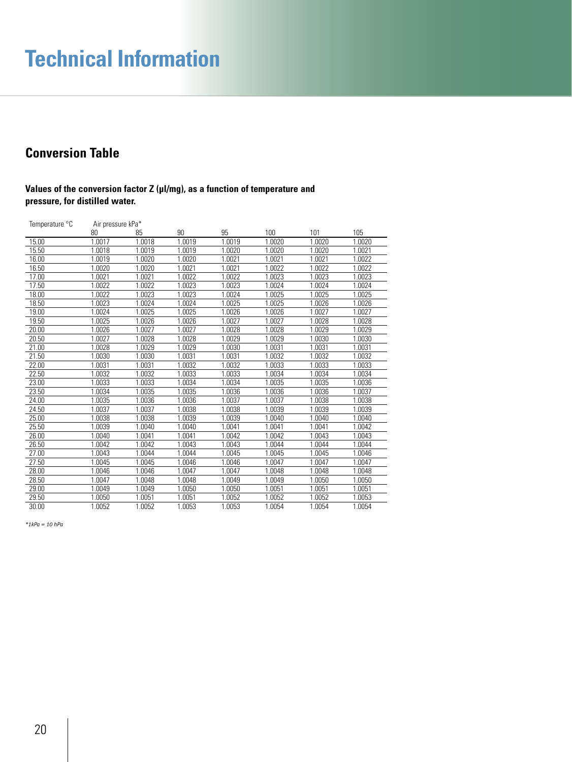# Technical Information

## Conversion Table

**Values of the conversion factor Z (µl/mg), as a function of temperature and pressure, for distilled water.**

| Temperature °C | Air pressure kPa* | | | | | | |
|---|---|---|---|---|---|---|---|
| | 80 | 85 | 90 | 95 | 100 | 101 | 105 |
| 15.00 | 1.0017 | 1.0018 | 1.0019 | 1.0019 | 1.0020 | 1.0020 | 1.0020 |
| 15.50 | 1.0018 | 1.0019 | 1.0019 | 1.0020 | 1.0020 | 1.0020 | 1.0021 |
| 16.00 | 1.0019 | 1.0020 | 1.0020 | 1.0021 | 1.0021 | 1.0021 | 1.0022 |
| 16.50 | 1.0020 | 1.0020 | 1.0021 | 1.0021 | 1.0022 | 1.0022 | 1.0022 |
| 17.00 | 1.0021 | 1.0021 | 1.0022 | 1.0022 | 1.0023 | 1.0023 | 1.0023 |
| 17.50 | 1.0022 | 1.0022 | 1.0023 | 1.0023 | 1.0024 | 1.0024 | 1.0024 |
| 18.00 | 1.0022 | 1.0023 | 1.0023 | 1.0024 | 1.0025 | 1.0025 | 1.0025 |
| 18.50 | 1.0023 | 1.0024 | 1.0024 | 1.0025 | 1.0025 | 1.0026 | 1.0026 |
| 19.00 | 1.0024 | 1.0025 | 1.0025 | 1.0026 | 1.0026 | 1.0027 | 1.0027 |
| 19.50 | 1.0025 | 1.0026 | 1.0026 | 1.0027 | 1.0027 | 1.0028 | 1.0028 |
| 20.00 | 1.0026 | 1.0027 | 1.0027 | 1.0028 | 1.0028 | 1.0029 | 1.0029 |
| 20.50 | 1.0027 | 1.0028 | 1.0028 | 1.0029 | 1.0029 | 1.0030 | 1.0030 |
| 21.00 | 1.0028 | 1.0029 | 1.0029 | 1.0030 | 1.0031 | 1.0031 | 1.0031 |
| 21.50 | 1.0030 | 1.0030 | 1.0031 | 1.0031 | 1.0032 | 1.0032 | 1.0032 |
| 22.00 | 1.0031 | 1.0031 | 1.0032 | 1.0032 | 1.0033 | 1.0033 | 1.0033 |
| 22.50 | 1.0032 | 1.0032 | 1.0033 | 1.0033 | 1.0034 | 1.0034 | 1.0034 |
| 23.00 | 1.0033 | 1.0033 | 1.0034 | 1.0034 | 1.0035 | 1.0035 | 1.0036 |
| 23.50 | 1.0034 | 1.0035 | 1.0035 | 1.0036 | 1.0036 | 1.0036 | 1.0037 |
| 24.00 | 1.0035 | 1.0036 | 1.0036 | 1.0037 | 1.0037 | 1.0038 | 1.0038 |
| 24.50 | 1.0037 | 1.0037 | 1.0038 | 1.0038 | 1.0039 | 1.0039 | 1.0039 |
| 25.00 | 1.0038 | 1.0038 | 1.0039 | 1.0039 | 1.0040 | 1.0040 | 1.0040 |
| 25.50 | 1.0039 | 1.0040 | 1.0040 | 1.0041 | 1.0041 | 1.0041 | 1.0042 |
| 26.00 | 1.0040 | 1.0041 | 1.0041 | 1.0042 | 1.0042 | 1.0043 | 1.0043 |
| 26.50 | 1.0042 | 1.0042 | 1.0043 | 1.0043 | 1.0044 | 1.0044 | 1.0044 |
| 27.00 | 1.0043 | 1.0044 | 1.0044 | 1.0045 | 1.0045 | 1.0045 | 1.0046 |
| 27.50 | 1.0045 | 1.0045 | 1.0046 | 1.0046 | 1.0047 | 1.0047 | 1.0047 |
| 28.00 | 1.0046 | 1.0046 | 1.0047 | 1.0047 | 1.0048 | 1.0048 | 1.0048 |
| 28.50 | 1.0047 | 1.0048 | 1.0048 | 1.0049 | 1.0049 | 1.0050 | 1.0050 |
| 29.00 | 1.0049 | 1.0049 | 1.0050 | 1.0050 | 1.0051 | 1.0051 | 1.0051 |
| 29.50 | 1.0050 | 1.0051 | 1.0051 | 1.0052 | 1.0052 | 1.0052 | 1.0053 |
| 30.00 | 1.0052 | 1.0052 | 1.0053 | 1.0053 | 1.0054 | 1.0054 | 1.0054 |

*\*1kPa = 10 hPa*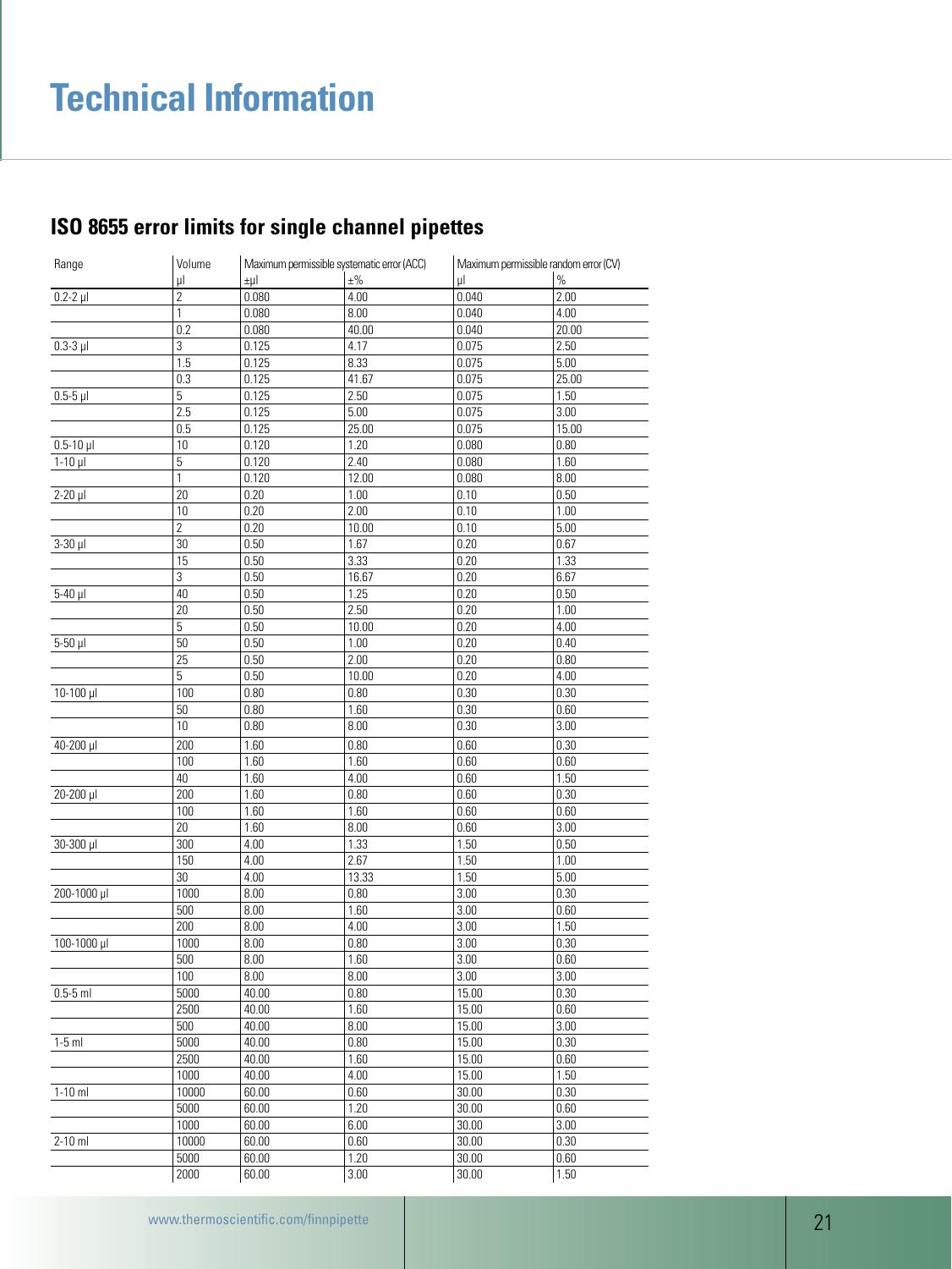# Technical Information

## ISO 8655 error limits for single channel pipettes

| Range | Volume | Maximum permissible systematic error (ACC) | | Maximum permissible random error (CV) | |
|---|---|---|---|---|---|
| | µl | ±µl | ±% | µl | % |
| 0.2-2 µl | 2 | 0.080 | 4.00 | 0.040 | 2.00 |
| | 1 | 0.080 | 8.00 | 0.040 | 4.00 |
| | 0.2 | 0.080 | 40.00 | 0.040 | 20.00 |
| 0.3-3 µl | 3 | 0.125 | 4.17 | 0.075 | 2.50 |
| | 1.5 | 0.125 | 8.33 | 0.075 | 5.00 |
| | 0.3 | 0.125 | 41.67 | 0.075 | 25.00 |
| 0.5-5 µl | 5 | 0.125 | 2.50 | 0.075 | 1.50 |
| | 2.5 | 0.125 | 5.00 | 0.075 | 3.00 |
| | 0.5 | 0.125 | 25.00 | 0.075 | 15.00 |
| 0.5-10 µl | 10 | 0.120 | 1.20 | 0.080 | 0.80 |
| 1-10 µl | 5 | 0.120 | 2.40 | 0.080 | 1.60 |
| | 1 | 0.120 | 12.00 | 0.080 | 8.00 |
| 2-20 µl | 20 | 0.20 | 1.00 | 0.10 | 0.50 |
| | 10 | 0.20 | 2.00 | 0.10 | 1.00 |
| | 2 | 0.20 | 10.00 | 0.10 | 5.00 |
| 3-30 µl | 30 | 0.50 | 1.67 | 0.20 | 0.67 |
| | 15 | 0.50 | 3.33 | 0.20 | 1.33 |
| | 3 | 0.50 | 16.67 | 0.20 | 6.67 |
| 5-40 µl | 40 | 0.50 | 1.25 | 0.20 | 0.50 |
| | 20 | 0.50 | 2.50 | 0.20 | 1.00 |
| | 5 | 0.50 | 10.00 | 0.20 | 4.00 |
| 5-50 µl | 50 | 0.50 | 1.00 | 0.20 | 0.40 |
| | 25 | 0.50 | 2.00 | 0.20 | 0.80 |
| | 5 | 0.50 | 10.00 | 0.20 | 4.00 |
| 10-100 µl | 100 | 0.80 | 0.80 | 0.30 | 0.30 |
| | 50 | 0.80 | 1.60 | 0.30 | 0.60 |
| | 10 | 0.80 | 8.00 | 0.30 | 3.00 |
| 40-200 µl | 200 | 1.60 | 0.80 | 0.60 | 0.30 |
| | 100 | 1.60 | 1.60 | 0.60 | 0.60 |
| | 40 | 1.60 | 4.00 | 0.60 | 1.50 |
| 20-200 µl | 200 | 1.60 | 0.80 | 0.60 | 0.30 |
| | 100 | 1.60 | 1.60 | 0.60 | 0.60 |
| | 20 | 1.60 | 8.00 | 0.60 | 3.00 |
| 30-300 µl | 300 | 4.00 | 1.33 | 1.50 | 0.50 |
| | 150 | 4.00 | 2.67 | 1.50 | 1.00 |
| | 30 | 4.00 | 13.33 | 1.50 | 5.00 |
| 200-1000 µl | 1000 | 8.00 | 0.80 | 3.00 | 0.30 |
| | 500 | 8.00 | 1.60 | 3.00 | 0.60 |
| | 200 | 8.00 | 4.00 | 3.00 | 1.50 |
| 100-1000 µl | 1000 | 8.00 | 0.80 | 3.00 | 0.30 |
| | 500 | 8.00 | 1.60 | 3.00 | 0.60 |
| | 100 | 8.00 | 8.00 | 3.00 | 3.00 |
| 0.5-5 ml | 5000 | 40.00 | 0.80 | 15.00 | 0.30 |
| | 2500 | 40.00 | 1.60 | 15.00 | 0.60 |
| | 500 | 40.00 | 8.00 | 15.00 | 3.00 |
| 1-5 ml | 5000 | 40.00 | 0.80 | 15.00 | 0.30 |
| | 2500 | 40.00 | 1.60 | 15.00 | 0.60 |
| | 1000 | 40.00 | 4.00 | 15.00 | 1.50 |
| 1-10 ml | 10000 | 60.00 | 0.60 | 30.00 | 0.30 |
| | 5000 | 60.00 | 1.20 | 30.00 | 0.60 |
| | 1000 | 60.00 | 6.00 | 30.00 | 3.00 |
| 2-10 ml | 10000 | 60.00 | 0.60 | 30.00 | 0.30 |
| | 5000 | 60.00 | 1.20 | 30.00 | 0.60 |
| | 2000 | 60.00 | 3.00 | 30.00 | 1.50 |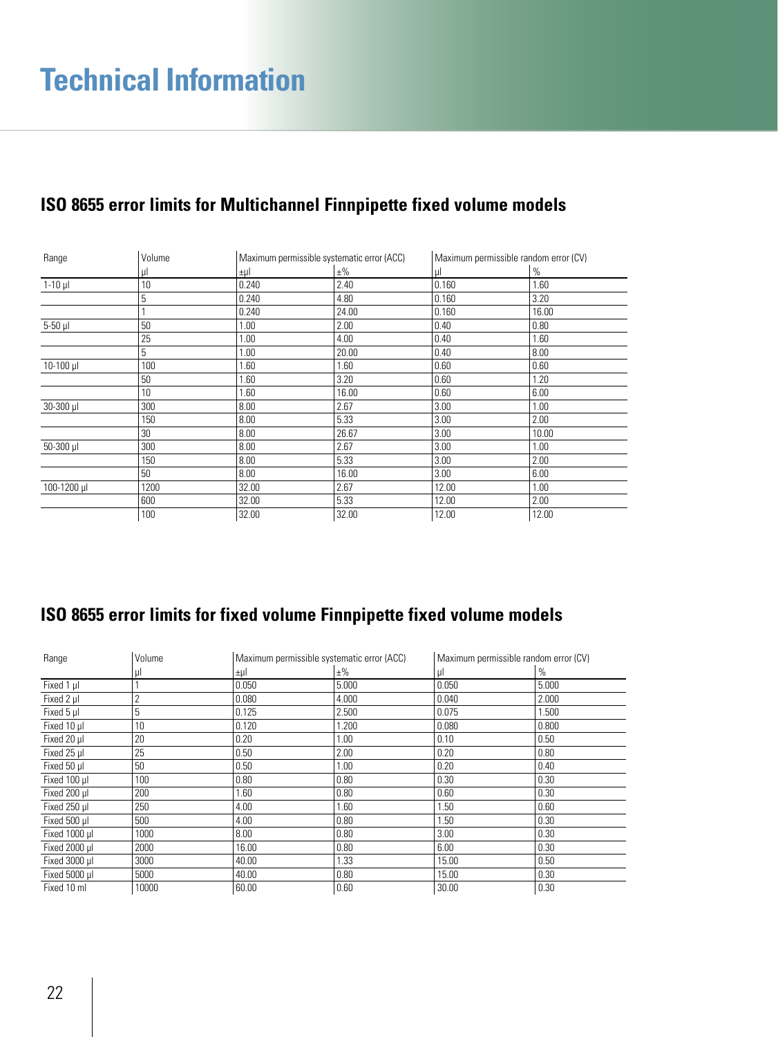# Technical Information

## ISO 8655 error limits for Multichannel Finnpipette fixed volume models

| Range | Volume | Maximum permissible systematic error (ACC) | | Maximum permissible random error (CV) | |
|---|---|---|---|---|---|
| | µl | ±µl | ±% | µl | % |
| 1-10 µl | 10 | 0.240 | 2.40 | 0.160 | 1.60 |
| | 5 | 0.240 | 4.80 | 0.160 | 3.20 |
| | 1 | 0.240 | 24.00 | 0.160 | 16.00 |
| 5-50 µl | 50 | 1.00 | 2.00 | 0.40 | 0.80 |
| | 25 | 1.00 | 4.00 | 0.40 | 1.60 |
| | 5 | 1.00 | 20.00 | 0.40 | 8.00 |
| 10-100 µl | 100 | 1.60 | 1.60 | 0.60 | 0.60 |
| | 50 | 1.60 | 3.20 | 0.60 | 1.20 |
| | 10 | 1.60 | 16.00 | 0.60 | 6.00 |
| 30-300 µl | 300 | 8.00 | 2.67 | 3.00 | 1.00 |
| | 150 | 8.00 | 5.33 | 3.00 | 2.00 |
| | 30 | 8.00 | 26.67 | 3.00 | 10.00 |
| 50-300 µl | 300 | 8.00 | 2.67 | 3.00 | 1.00 |
| | 150 | 8.00 | 5.33 | 3.00 | 2.00 |
| | 50 | 8.00 | 16.00 | 3.00 | 6.00 |
| 100-1200 µl | 1200 | 32.00 | 2.67 | 12.00 | 1.00 |
| | 600 | 32.00 | 5.33 | 12.00 | 2.00 |
| | 100 | 32.00 | 32.00 | 12.00 | 12.00 |

## ISO 8655 error limits for fixed volume Finnpipette fixed volume models

| Range | Volume | Maximum permissible systematic error (ACC) | | Maximum permissible random error (CV) | |
|---|---|---|---|---|---|
| | µl | ±µl | ±% | µl | % |
| Fixed 1 µl | 1 | 0.050 | 5.000 | 0.050 | 5.000 |
| Fixed 2 µl | 2 | 0.080 | 4.000 | 0.040 | 2.000 |
| Fixed 5 µl | 5 | 0.125 | 2.500 | 0.075 | 1.500 |
| Fixed 10 µl | 10 | 0.120 | 1.200 | 0.080 | 0.800 |
| Fixed 20 µl | 20 | 0.20 | 1.00 | 0.10 | 0.50 |
| Fixed 25 µl | 25 | 0.50 | 2.00 | 0.20 | 0.80 |
| Fixed 50 µl | 50 | 0.50 | 1.00 | 0.20 | 0.40 |
| Fixed 100 µl | 100 | 0.80 | 0.80 | 0.30 | 0.30 |
| Fixed 200 µl | 200 | 1.60 | 0.80 | 0.60 | 0.30 |
| Fixed 250 µl | 250 | 4.00 | 1.60 | 1.50 | 0.60 |
| Fixed 500 µl | 500 | 4.00 | 0.80 | 1.50 | 0.30 |
| Fixed 1000 µl | 1000 | 8.00 | 0.80 | 3.00 | 0.30 |
| Fixed 2000 µl | 2000 | 16.00 | 0.80 | 6.00 | 0.30 |
| Fixed 3000 µl | 3000 | 40.00 | 1.33 | 15.00 | 0.50 |
| Fixed 5000 µl | 5000 | 40.00 | 0.80 | 15.00 | 0.30 |
| Fixed 10 ml | 10000 | 60.00 | 0.60 | 30.00 | 0.30 |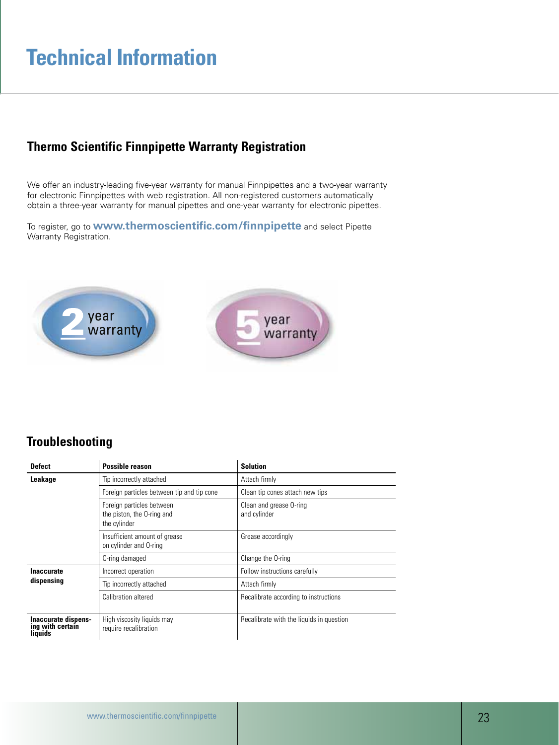# Technical Information

## Thermo Scientific Finnpipette Warranty Registration

We offer an industry-leading five-year warranty for manual Finnpipettes and a two-year warranty for electronic Finnpipettes with web registration. All non-registered customers automatically obtain a three-year warranty for manual pipettes and one-year warranty for electronic pipettes.

To register, go to **www.thermoscientific.com/finnpipette** and select Pipette Warranty Registration.

2 year warranty

5 year warranty

## Troubleshooting

| Defect | Possible reason | Solution |
|---|---|---|
| **Leakage** | Tip incorrectly attached | Attach firmly |
| | Foreign particles between tip and tip cone | Clean tip cones attach new tips |
| | Foreign particles between the piston, the O-ring and the cylinder | Clean and grease O-ring and cylinder |
| | Insufficient amount of grease on cylinder and O-ring | Grease accordingly |
| | O-ring damaged | Change the O-ring |
| **Inaccurate dispensing** | Incorrect operation | Follow instructions carefully |
| | Tip incorrectly attached | Attach firmly |
| | Calibration altered | Recalibrate according to instructions |
| **Inaccurate dispensing with certain liquids** | High viscosity liquids may require recalibration | Recalibrate with the liquids in question |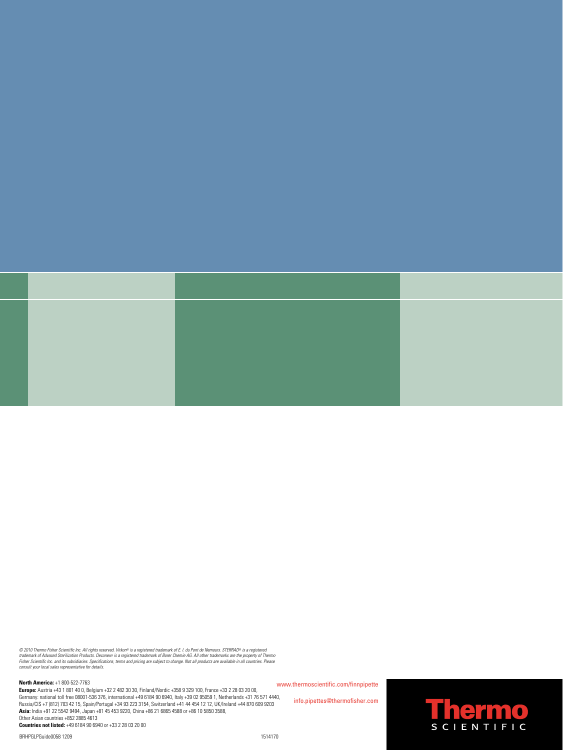*© 2010 Thermo Fisher Scientific Inc. All rights reserved. Virkon® is a registered trademark of E. I. du Pont de Nemours. STERRAD® is a registered trademark of Advaced Sterilization Products. Deconex® is a registered trademark of Borer Chemie AG. All other trademarks are the property of Thermo Fisher Scientific Inc. and its subsidiaries. Specifications, terms and pricing are subject to change. Not all products are available in all countries. Please consult your local sales representative for details.*

**North America:** +1 800-522-7763
**Europe:** Austria +43 1 801 40 0, Belgium +32 2 482 30 30, Finland/Nordic +358 9 329 100, France +33 2 28 03 20 00, Germany: national toll free 08001-536 376, international +49 6184 90 6940, Italy +39 02 95059 1, Netherlands +31 76 571 4440, Russia/CIS +7 (812) 703 42 15, Spain/Portugal +34 93 223 3154, Switzerland +41 44 454 12 12, UK/Ireland +44 870 609 9203
**Asia:** India +91 22 5542 9494, Japan +81 45 453 9220, China +86 21 6865 4588 or +86 10 5850 3588, Other Asian countries +852 2885 4613
**Countries not listed:** +49 6184 90 6940 or +33 2 28 03 20 00

www.thermoscientific.com/finnpipette

info.pipettes@thermofisher.com

Thermo SCIENTIFIC

BRHPGLPGuide0058 1209

1514170